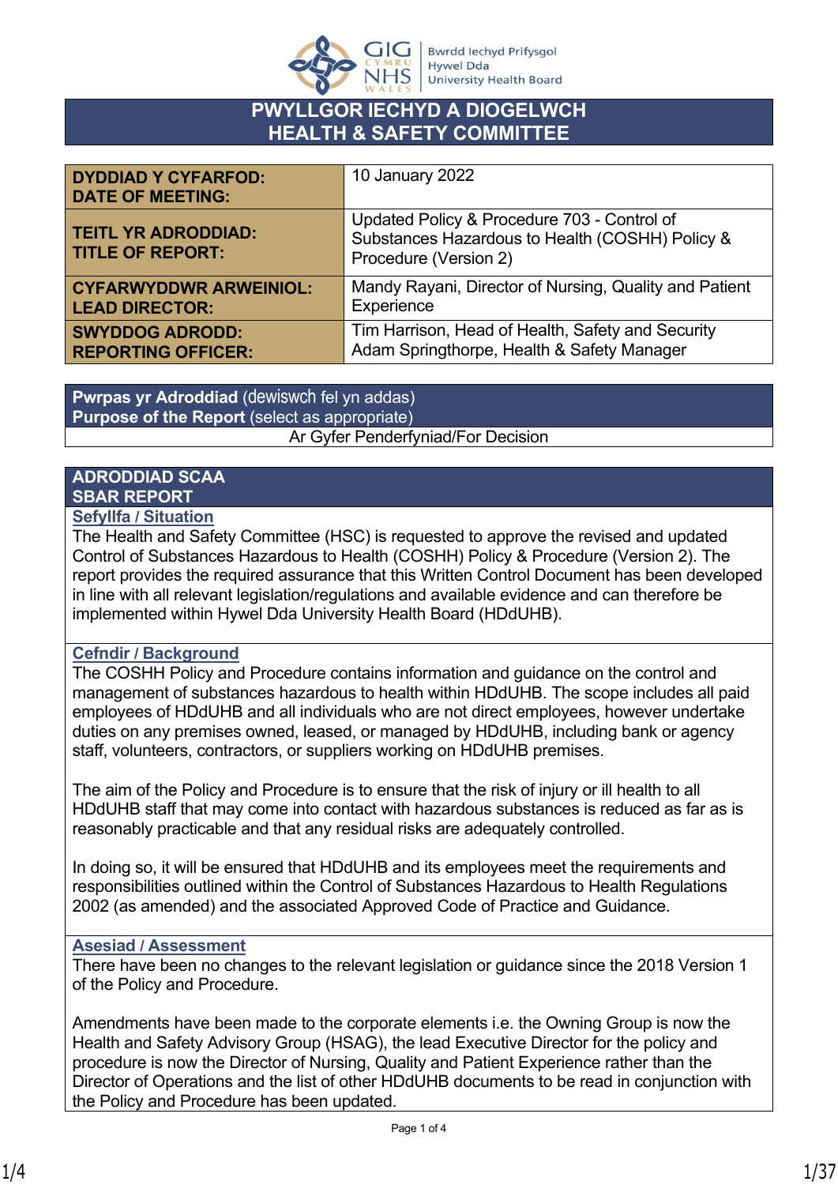# PWYLLGOR IECHYD A DIOGELWCH
# HEALTH & SAFETY COMMITTEE

| | |
|---|---|
| **DYDDIAD Y CYFARFOD: DATE OF MEETING:** | 10 January 2022 |
| **TEITL YR ADRODDIAD: TITLE OF REPORT:** | Updated Policy & Procedure 703 - Control of Substances Hazardous to Health (COSHH) Policy & Procedure (Version 2) |
| **CYFARWYDDWR ARWEINIOL: LEAD DIRECTOR:** | Mandy Rayani, Director of Nursing, Quality and Patient Experience |
| **SWYDDOG ADRODD: REPORTING OFFICER:** | Tim Harrison, Head of Health, Safety and Security<br>Adam Springthorpe, Health & Safety Manager |

| **Pwrpas yr Adroddiad** (dewiswch fel yn addas)<br>**Purpose of the Report** (select as appropriate) |
|---|
| Ar Gyfer Penderfyniad/For Decision |

## ADRODDIAD SCAA
## SBAR REPORT

**Sefyllfa / Situation**

The Health and Safety Committee (HSC) is requested to approve the revised and updated Control of Substances Hazardous to Health (COSHH) Policy & Procedure (Version 2). The report provides the required assurance that this Written Control Document has been developed in line with all relevant legislation/regulations and available evidence and can therefore be implemented within Hywel Dda University Health Board (HDdUHB).

**Cefndir / Background**

The COSHH Policy and Procedure contains information and guidance on the control and management of substances hazardous to health within HDdUHB. The scope includes all paid employees of HDdUHB and all individuals who are not direct employees, however undertake duties on any premises owned, leased, or managed by HDdUHB, including bank or agency staff, volunteers, contractors, or suppliers working on HDdUHB premises.

The aim of the Policy and Procedure is to ensure that the risk of injury or ill health to all HDdUHB staff that may come into contact with hazardous substances is reduced as far as is reasonably practicable and that any residual risks are adequately controlled.

In doing so, it will be ensured that HDdUHB and its employees meet the requirements and responsibilities outlined within the Control of Substances Hazardous to Health Regulations 2002 (as amended) and the associated Approved Code of Practice and Guidance.

**Asesiad / Assessment**

There have been no changes to the relevant legislation or guidance since the 2018 Version 1 of the Policy and Procedure.

Amendments have been made to the corporate elements i.e. the Owning Group is now the Health and Safety Advisory Group (HSAG), the lead Executive Director for the policy and procedure is now the Director of Nursing, Quality and Patient Experience rather than the Director of Operations and the list of other HDdUHB documents to be read in conjunction with the Policy and Procedure has been updated.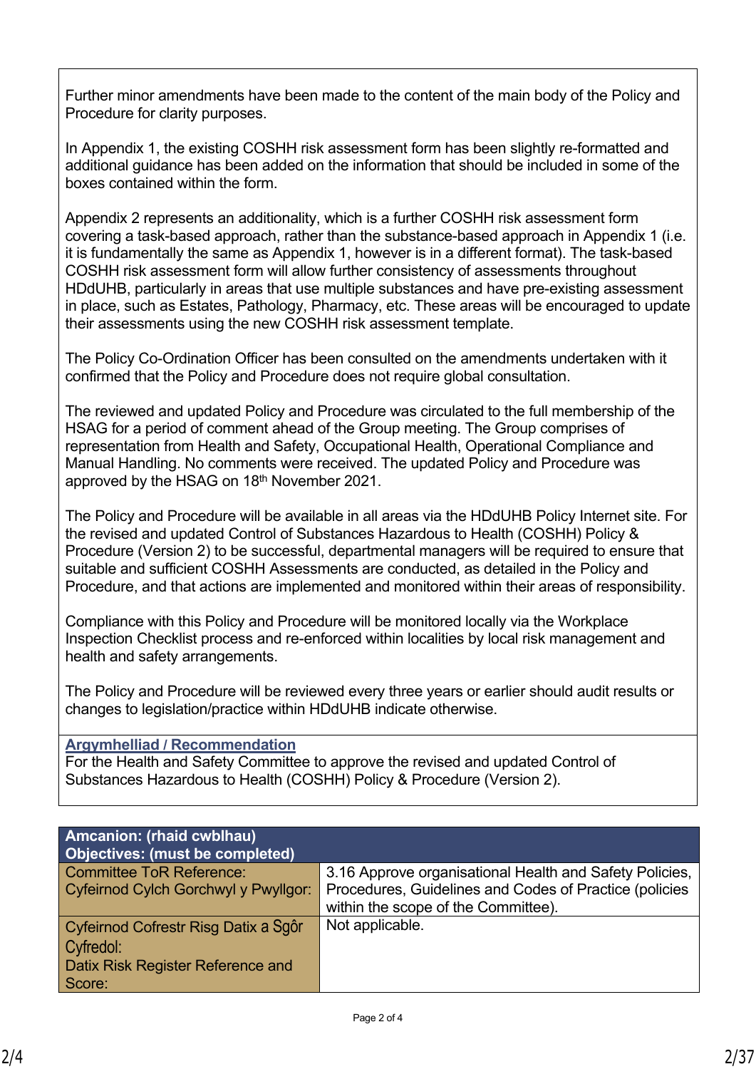Further minor amendments have been made to the content of the main body of the Policy and Procedure for clarity purposes.

In Appendix 1, the existing COSHH risk assessment form has been slightly re-formatted and additional guidance has been added on the information that should be included in some of the boxes contained within the form.

Appendix 2 represents an additionality, which is a further COSHH risk assessment form covering a task-based approach, rather than the substance-based approach in Appendix 1 (i.e. it is fundamentally the same as Appendix 1, however is in a different format). The task-based COSHH risk assessment form will allow further consistency of assessments throughout HDdUHB, particularly in areas that use multiple substances and have pre-existing assessment in place, such as Estates, Pathology, Pharmacy, etc. These areas will be encouraged to update their assessments using the new COSHH risk assessment template.

The Policy Co-Ordination Officer has been consulted on the amendments undertaken with it confirmed that the Policy and Procedure does not require global consultation.

The reviewed and updated Policy and Procedure was circulated to the full membership of the HSAG for a period of comment ahead of the Group meeting. The Group comprises of representation from Health and Safety, Occupational Health, Operational Compliance and Manual Handling. No comments were received. The updated Policy and Procedure was approved by the HSAG on 18th November 2021.

The Policy and Procedure will be available in all areas via the HDdUHB Policy Internet site. For the revised and updated Control of Substances Hazardous to Health (COSHH) Policy & Procedure (Version 2) to be successful, departmental managers will be required to ensure that suitable and sufficient COSHH Assessments are conducted, as detailed in the Policy and Procedure, and that actions are implemented and monitored within their areas of responsibility.

Compliance with this Policy and Procedure will be monitored locally via the Workplace Inspection Checklist process and re-enforced within localities by local risk management and health and safety arrangements.

The Policy and Procedure will be reviewed every three years or earlier should audit results or changes to legislation/practice within HDdUHB indicate otherwise.

**Argymhelliad / Recommendation**

For the Health and Safety Committee to approve the revised and updated Control of Substances Hazardous to Health (COSHH) Policy & Procedure (Version 2).

| **Amcanion: (rhaid cwblhau)**<br>**Objectives: (must be completed)** | |
|---|---|
| Committee ToR Reference:<br>Cyfeirnod Cylch Gorchwyl y Pwyllgor: | 3.16 Approve organisational Health and Safety Policies, Procedures, Guidelines and Codes of Practice (policies within the scope of the Committee). |
| Cyfeirnod Cofrestr Risg Datix a Sgôr Cyfredol:<br>Datix Risk Register Reference and Score: | Not applicable. |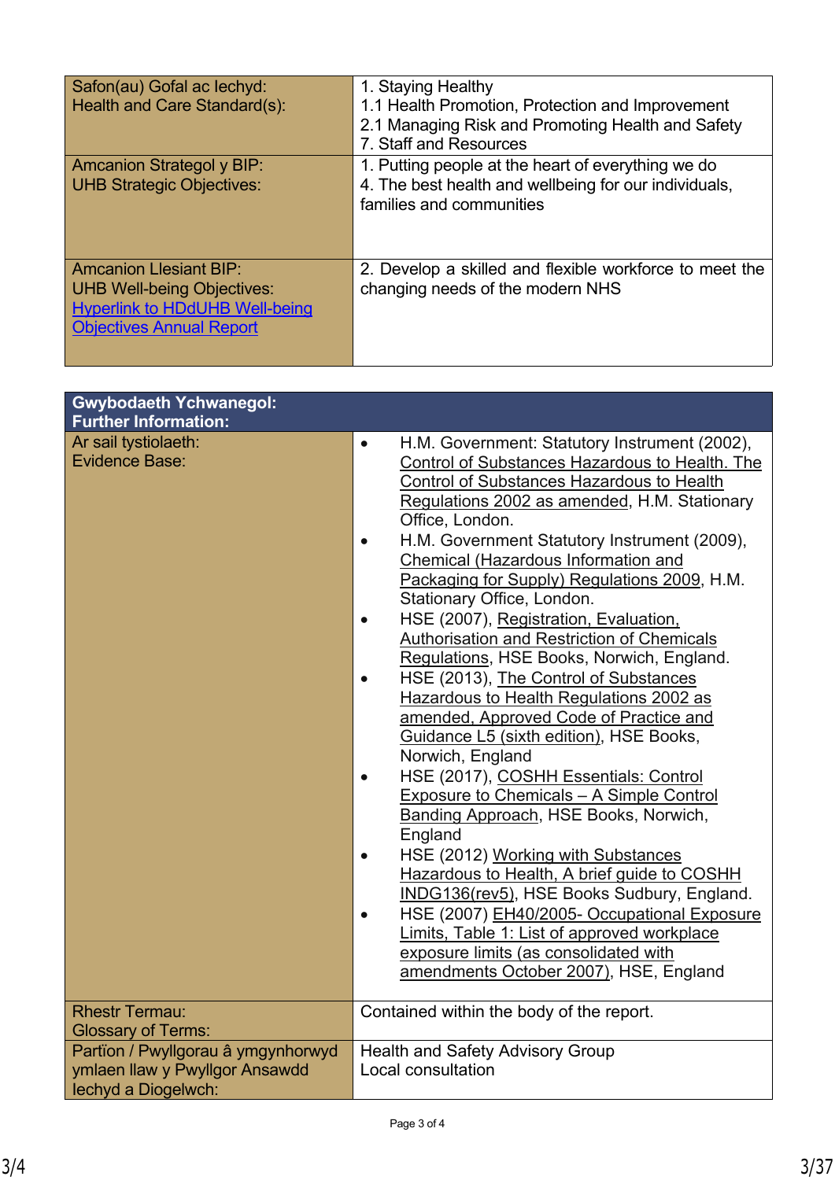| | |
|---|---|
| Safon(au) Gofal ac Iechyd:<br>Health and Care Standard(s): | 1. Staying Healthy<br>1.1 Health Promotion, Protection and Improvement<br>2.1 Managing Risk and Promoting Health and Safety<br>7. Staff and Resources |
| Amcanion Strategol y BIP:<br>UHB Strategic Objectives: | 1. Putting people at the heart of everything we do<br>4. The best health and wellbeing for our individuals, families and communities |
| Amcanion Llesiant BIP:<br>UHB Well-being Objectives:<br>Hyperlink to HDdUHB Well-being Objectives Annual Report | 2. Develop a skilled and flexible workforce to meet the changing needs of the modern NHS |

| **Gwybodaeth Ychwanegol:<br>Further Information:** | |
|---|---|
| Ar sail tystiolaeth:<br>Evidence Base: | • H.M. Government: Statutory Instrument (2002), Control of Substances Hazardous to Health. The Control of Substances Hazardous to Health Regulations 2002 as amended, H.M. Stationary Office, London.<br>• H.M. Government Statutory Instrument (2009), Chemical (Hazardous Information and Packaging for Supply) Regulations 2009, H.M. Stationary Office, London.<br>• HSE (2007), Registration, Evaluation, Authorisation and Restriction of Chemicals Regulations, HSE Books, Norwich, England.<br>• HSE (2013), The Control of Substances Hazardous to Health Regulations 2002 as amended, Approved Code of Practice and Guidance L5 (sixth edition), HSE Books, Norwich, England<br>• HSE (2017), COSHH Essentials: Control Exposure to Chemicals – A Simple Control Banding Approach, HSE Books, Norwich, England<br>• HSE (2012) Working with Substances Hazardous to Health, A brief guide to COSHH INDG136(rev5), HSE Books Sudbury, England.<br>• HSE (2007) EH40/2005- Occupational Exposure Limits, Table 1: List of approved workplace exposure limits (as consolidated with amendments October 2007), HSE, England |
| Rhestr Termau:<br>Glossary of Terms: | Contained within the body of the report. |
| Partïon / Pwyllgorau â ymgynhorwyd ymlaen llaw y Pwyllgor Ansawdd Iechyd a Diogelwch: | Health and Safety Advisory Group<br>Local consultation |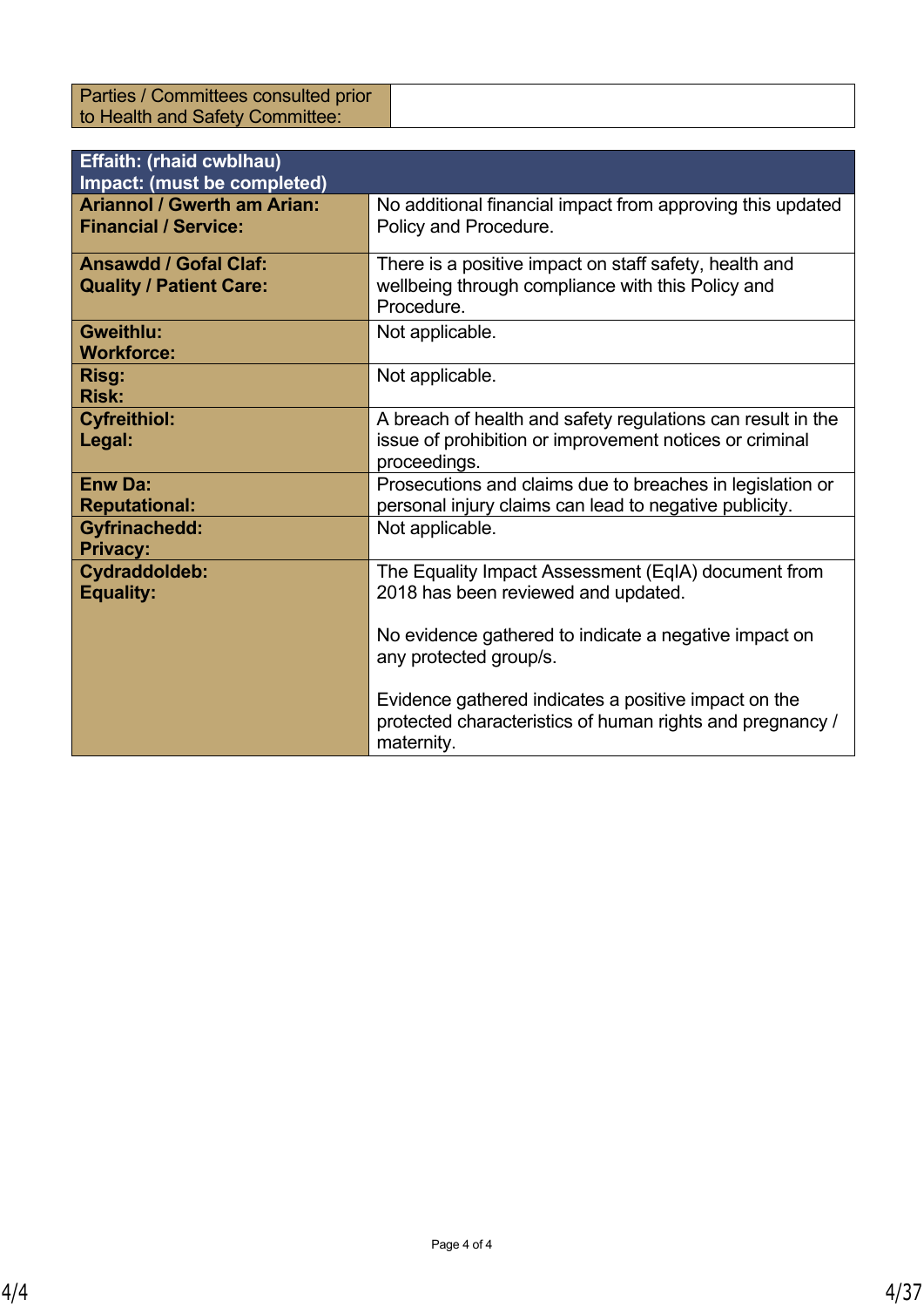| Parties / Committees consulted prior to Health and Safety Committee: | |
|---|---|

| **Effaith: (rhaid cwblhau)<br>Impact: (must be completed)** | |
|---|---|
| **Ariannol / Gwerth am Arian:<br>Financial / Service:** | No additional financial impact from approving this updated Policy and Procedure. |
| **Ansawdd / Gofal Claf:<br>Quality / Patient Care:** | There is a positive impact on staff safety, health and wellbeing through compliance with this Policy and Procedure. |
| **Gweithlu:<br>Workforce:** | Not applicable. |
| **Risg:<br>Risk:** | Not applicable. |
| **Cyfreithiol:<br>Legal:** | A breach of health and safety regulations can result in the issue of prohibition or improvement notices or criminal proceedings. |
| **Enw Da:<br>Reputational:** | Prosecutions and claims due to breaches in legislation or personal injury claims can lead to negative publicity. |
| **Gyfrinachedd:<br>Privacy:** | Not applicable. |
| **Cydraddoldeb:<br>Equality:** | The Equality Impact Assessment (EqIA) document from 2018 has been reviewed and updated.<br><br>No evidence gathered to indicate a negative impact on any protected group/s.<br><br>Evidence gathered indicates a positive impact on the protected characteristics of human rights and pregnancy / maternity. |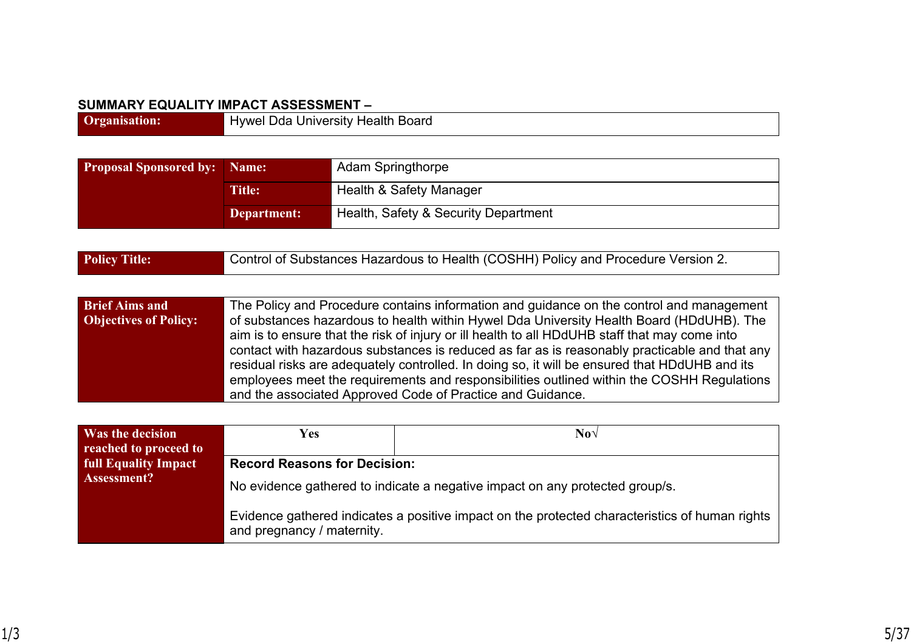**SUMMARY EQUALITY IMPACT ASSESSMENT –**

| **Organisation:** | Hywel Dda University Health Board |
|---|---|

| **Proposal Sponsored by:** | **Name:** | Adam Springthorpe |
|---|---|---|
| | **Title:** | Health & Safety Manager |
| | **Department:** | Health, Safety & Security Department |

| **Policy Title:** | Control of Substances Hazardous to Health (COSHH) Policy and Procedure Version 2. |
|---|---|

| **Brief Aims and Objectives of Policy:** | The Policy and Procedure contains information and guidance on the control and management of substances hazardous to health within Hywel Dda University Health Board (HDdUHB). The aim is to ensure that the risk of injury or ill health to all HDdUHB staff that may come into contact with hazardous substances is reduced as far as is reasonably practicable and that any residual risks are adequately controlled. In doing so, it will be ensured that HDdUHB and its employees meet the requirements and responsibilities outlined within the COSHH Regulations and the associated Approved Code of Practice and Guidance. |
|---|---|

| **Was the decision reached to proceed to full Equality Impact Assessment?** | **Yes** | **No√** |
|---|---|---|
| | **Record Reasons for Decision:**<br><br>No evidence gathered to indicate a negative impact on any protected group/s.<br><br>Evidence gathered indicates a positive impact on the protected characteristics of human rights and pregnancy / maternity. | |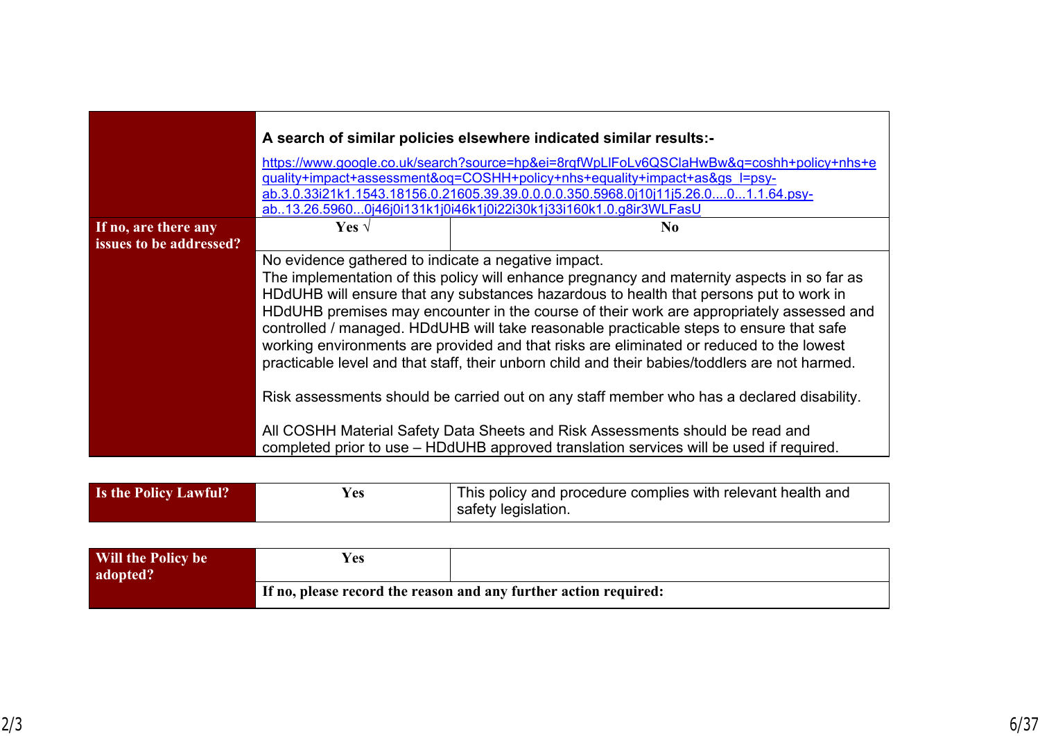| | | |
|---|---|---|
| | **A search of similar policies elsewhere indicated similar results:-**<br>https://www.google.co.uk/search?source=hp&ei=8rqfWpLlFoLv6QSClaHwBw&q=coshh+policy+nhs+equality+impact+assessment&oq=COSHH+policy+nhs+equality+impact+as&gs_l=psy-ab.3.0.33i21k1.1543.18156.0.21605.39.39.0.0.0.0.350.5968.0j10j11j5.26.0....0...1.1.64.psy-ab..13.26.5960...0j46j0i131k1j0i46k1j0i22i30k1j33i160k1.0.g8ir3WLFasU | |
| **If no, are there any issues to be addressed?** | **Yes √** | **No** |
| | No evidence gathered to indicate a negative impact.<br>The implementation of this policy will enhance pregnancy and maternity aspects in so far as HDdUHB will ensure that any substances hazardous to health that persons put to work in HDdUHB premises may encounter in the course of their work are appropriately assessed and controlled / managed. HDdUHB will take reasonable practicable steps to ensure that safe working environments are provided and that risks are eliminated or reduced to the lowest practicable level and that staff, their unborn child and their babies/toddlers are not harmed.<br><br>Risk assessments should be carried out on any staff member who has a declared disability.<br><br>All COSHH Material Safety Data Sheets and Risk Assessments should be read and completed prior to use – HDdUHB approved translation services will be used if required. | |

| | | |
|---|---|---|
| **Is the Policy Lawful?** | **Yes** | This policy and procedure complies with relevant health and safety legislation. |

| | | |
|---|---|---|
| **Will the Policy be adopted?** | **Yes** | |
| | **If no, please record the reason and any further action required:** | |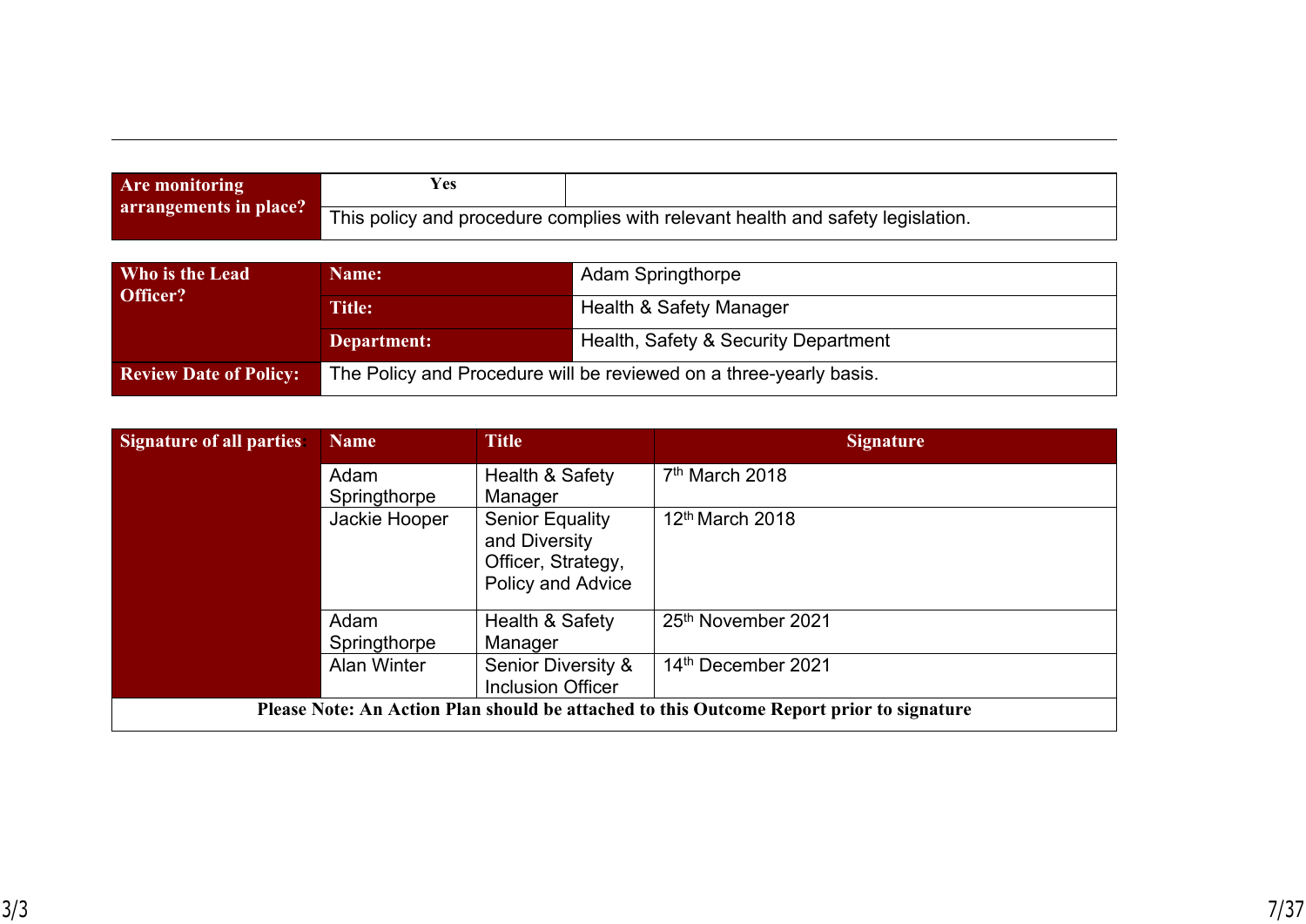| Are monitoring arrangements in place? | Yes | |
|---|---|---|
| | This policy and procedure complies with relevant health and safety legislation. | |

| Who is the Lead Officer? | Name: | Adam Springthorpe |
|---|---|---|
| | Title: | Health & Safety Manager |
| | Department: | Health, Safety & Security Department |
| Review Date of Policy: | The Policy and Procedure will be reviewed on a three-yearly basis. | |

| Signature of all parties: | Name | Title | Signature |
|---|---|---|---|
| | Adam Springthorpe | Health & Safety Manager | 7th March 2018 |
| | Jackie Hooper | Senior Equality and Diversity Officer, Strategy, Policy and Advice | 12th March 2018 |
| | Adam Springthorpe | Health & Safety Manager | 25th November 2021 |
| | Alan Winter | Senior Diversity & Inclusion Officer | 14th December 2021 |

**Please Note: An Action Plan should be attached to this Outcome Report prior to signature**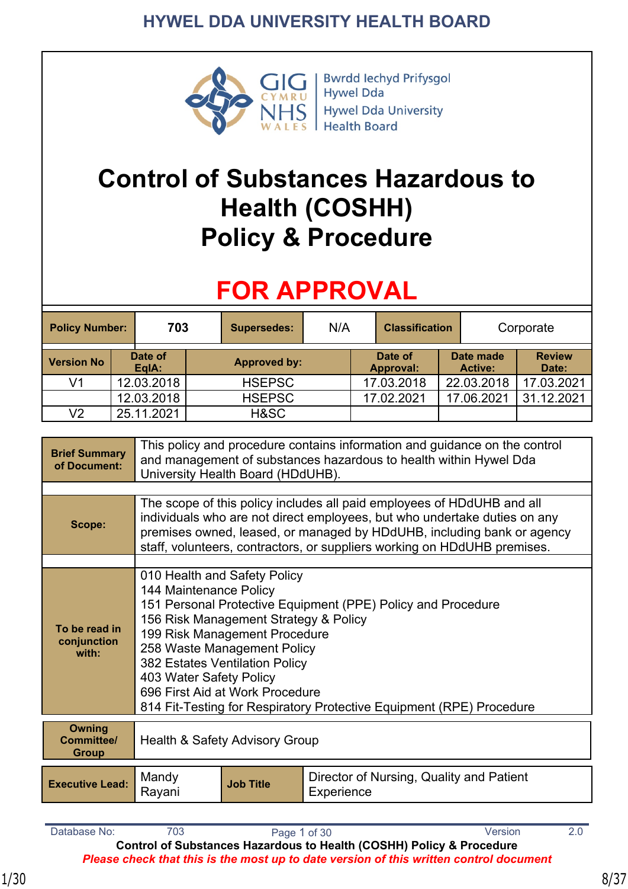Bwrdd Iechyd Prifysgol Hywel Dda
Hywel Dda University Health Board

# Control of Substances Hazardous to Health (COSHH) Policy & Procedure

## FOR APPROVAL

| Policy Number: | 703 | Supersedes: | N/A | Classification | Corporate |
|---|---|---|---|---|---|

| Version No | Date of EqIA: | Approved by: | Date of Approval: | Date made Active: | Review Date: |
|---|---|---|---|---|---|
| V1 | 12.03.2018 | HSEPSC | 17.03.2018 | 22.03.2018 | 17.03.2021 |
| | 12.03.2018 | HSEPSC | 17.02.2021 | 17.06.2021 | 31.12.2021 |
| V2 | 25.11.2021 | H&SC | | | |

| | |
|---|---|
| **Brief Summary of Document:** | This policy and procedure contains information and guidance on the control and management of substances hazardous to health within Hywel Dda University Health Board (HDdUHB). |
| **Scope:** | The scope of this policy includes all paid employees of HDdUHB and all individuals who are not direct employees, but who undertake duties on any premises owned, leased, or managed by HDdUHB, including bank or agency staff, volunteers, contractors, or suppliers working on HDdUHB premises. |
| **To be read in conjunction with:** | 010 Health and Safety Policy<br>144 Maintenance Policy<br>151 Personal Protective Equipment (PPE) Policy and Procedure<br>156 Risk Management Strategy & Policy<br>199 Risk Management Procedure<br>258 Waste Management Policy<br>382 Estates Ventilation Policy<br>403 Water Safety Policy<br>696 First Aid at Work Procedure<br>814 Fit-Testing for Respiratory Protective Equipment (RPE) Procedure |
| **Owning Committee/ Group** | Health & Safety Advisory Group |

| Executive Lead: | Mandy Rayani | Job Title | Director of Nursing, Quality and Patient Experience |
|---|---|---|---|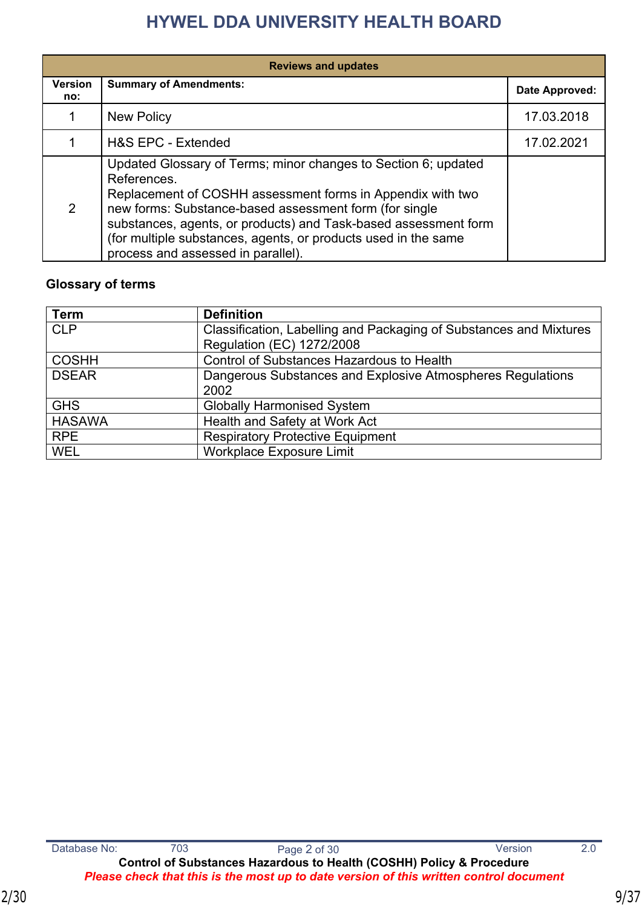| Reviews and updates | | |
|---|---|---|
| **Version no:** | **Summary of Amendments:** | **Date Approved:** |
| 1 | New Policy | 17.03.2018 |
| 1 | H&S EPC - Extended | 17.02.2021 |
| 2 | Updated Glossary of Terms; minor changes to Section 6; updated References.<br>Replacement of COSHH assessment forms in Appendix with two new forms: Substance-based assessment form (for single substances, agents, or products) and Task-based assessment form (for multiple substances, agents, or products used in the same process and assessed in parallel). | |

**Glossary of terms**

| Term | Definition |
|---|---|
| CLP | Classification, Labelling and Packaging of Substances and Mixtures Regulation (EC) 1272/2008 |
| COSHH | Control of Substances Hazardous to Health |
| DSEAR | Dangerous Substances and Explosive Atmospheres Regulations 2002 |
| GHS | Globally Harmonised System |
| HASAWA | Health and Safety at Work Act |
| RPE | Respiratory Protective Equipment |
| WEL | Workplace Exposure Limit |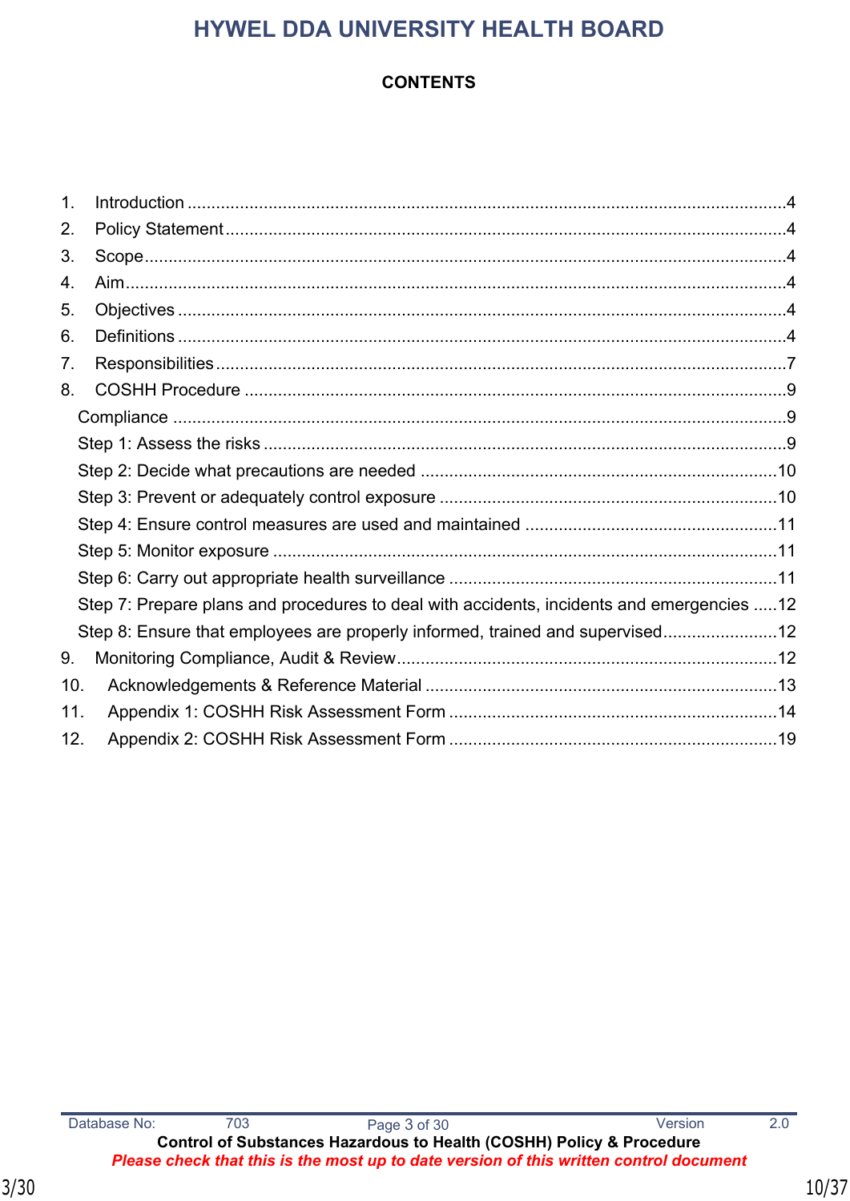**CONTENTS**

1. Introduction ....................................................................................................................4
2. Policy Statement .............................................................................................................4
3. Scope ..............................................................................................................................4
4. Aim ..................................................................................................................................4
5. Objectives .......................................................................................................................4
6. Definitions .......................................................................................................................4
7. Responsibilities ...............................................................................................................7
8. COSHH Procedure ..........................................................................................................9
   - Compliance ..................................................................................................................9
   - Step 1: Assess the risks ...............................................................................................9
   - Step 2: Decide what precautions are needed ............................................................10
   - Step 3: Prevent or adequately control exposure ........................................................10
   - Step 4: Ensure control measures are used and maintained ......................................11
   - Step 5: Monitor exposure ...........................................................................................11
   - Step 6: Carry out appropriate health surveillance ......................................................11
   - Step 7: Prepare plans and procedures to deal with accidents, incidents and emergencies .....12
   - Step 8: Ensure that employees are properly informed, trained and supervised ........12
9. Monitoring Compliance, Audit & Review ......................................................................12
10. Acknowledgements & Reference Material ...................................................................13
11. Appendix 1: COSHH Risk Assessment Form ..............................................................14
12. Appendix 2: COSHH Risk Assessment Form ..............................................................19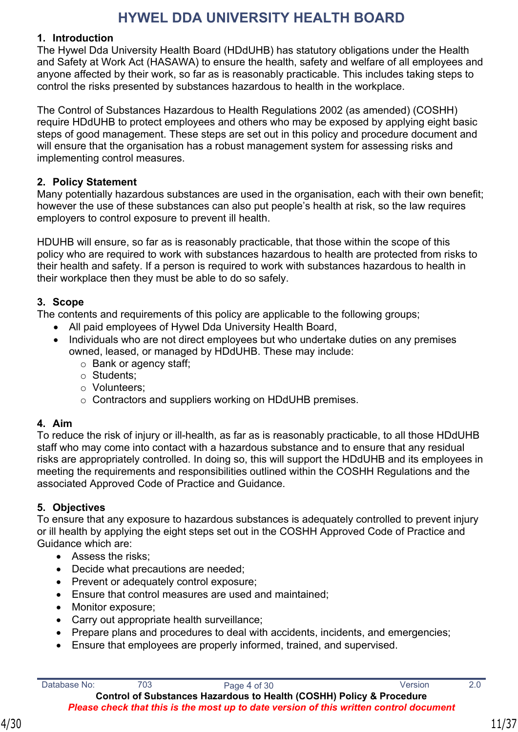## 1. Introduction

The Hywel Dda University Health Board (HDdUHB) has statutory obligations under the Health and Safety at Work Act (HASAWA) to ensure the health, safety and welfare of all employees and anyone affected by their work, so far as is reasonably practicable. This includes taking steps to control the risks presented by substances hazardous to health in the workplace.

The Control of Substances Hazardous to Health Regulations 2002 (as amended) (COSHH) require HDdUHB to protect employees and others who may be exposed by applying eight basic steps of good management. These steps are set out in this policy and procedure document and will ensure that the organisation has a robust management system for assessing risks and implementing control measures.

## 2. Policy Statement

Many potentially hazardous substances are used in the organisation, each with their own benefit; however the use of these substances can also put people's health at risk, so the law requires employers to control exposure to prevent ill health.

HDUHB will ensure, so far as is reasonably practicable, that those within the scope of this policy who are required to work with substances hazardous to health are protected from risks to their health and safety. If a person is required to work with substances hazardous to health in their workplace then they must be able to do so safely.

## 3. Scope

The contents and requirements of this policy are applicable to the following groups;

- All paid employees of Hywel Dda University Health Board,
- Individuals who are not direct employees but who undertake duties on any premises owned, leased, or managed by HDdUHB. These may include:
  - Bank or agency staff;
  - Students;
  - Volunteers;
  - Contractors and suppliers working on HDdUHB premises.

## 4. Aim

To reduce the risk of injury or ill-health, as far as is reasonably practicable, to all those HDdUHB staff who may come into contact with a hazardous substance and to ensure that any residual risks are appropriately controlled. In doing so, this will support the HDdUHB and its employees in meeting the requirements and responsibilities outlined within the COSHH Regulations and the associated Approved Code of Practice and Guidance.

## 5. Objectives

To ensure that any exposure to hazardous substances is adequately controlled to prevent injury or ill health by applying the eight steps set out in the COSHH Approved Code of Practice and Guidance which are:

- Assess the risks;
- Decide what precautions are needed;
- Prevent or adequately control exposure;
- Ensure that control measures are used and maintained;
- Monitor exposure;
- Carry out appropriate health surveillance;
- Prepare plans and procedures to deal with accidents, incidents, and emergencies;
- Ensure that employees are properly informed, trained, and supervised.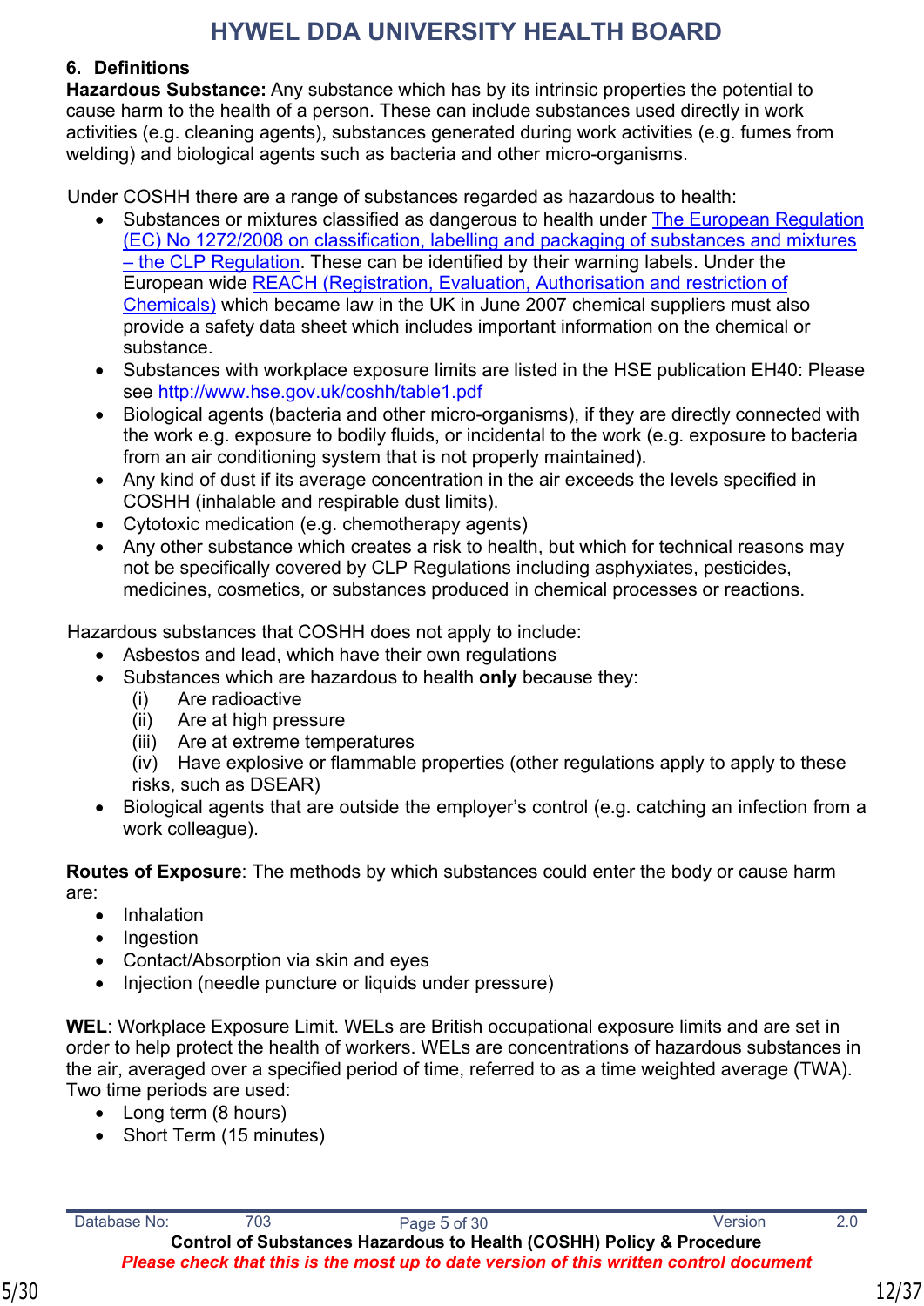## 6. Definitions

**Hazardous Substance:** Any substance which has by its intrinsic properties the potential to cause harm to the health of a person. These can include substances used directly in work activities (e.g. cleaning agents), substances generated during work activities (e.g. fumes from welding) and biological agents such as bacteria and other micro-organisms.

Under COSHH there are a range of substances regarded as hazardous to health:

- Substances or mixtures classified as dangerous to health under The European Regulation (EC) No 1272/2008 on classification, labelling and packaging of substances and mixtures – the CLP Regulation. These can be identified by their warning labels. Under the European wide REACH (Registration, Evaluation, Authorisation and restriction of Chemicals) which became law in the UK in June 2007 chemical suppliers must also provide a safety data sheet which includes important information on the chemical or substance.
- Substances with workplace exposure limits are listed in the HSE publication EH40: Please see http://www.hse.gov.uk/coshh/table1.pdf
- Biological agents (bacteria and other micro-organisms), if they are directly connected with the work e.g. exposure to bodily fluids, or incidental to the work (e.g. exposure to bacteria from an air conditioning system that is not properly maintained).
- Any kind of dust if its average concentration in the air exceeds the levels specified in COSHH (inhalable and respirable dust limits).
- Cytotoxic medication (e.g. chemotherapy agents)
- Any other substance which creates a risk to health, but which for technical reasons may not be specifically covered by CLP Regulations including asphyxiates, pesticides, medicines, cosmetics, or substances produced in chemical processes or reactions.

Hazardous substances that COSHH does not apply to include:

- Asbestos and lead, which have their own regulations
- Substances which are hazardous to health **only** because they:
  - (i) Are radioactive
  - (ii) Are at high pressure
  - (iii) Are at extreme temperatures
  - (iv) Have explosive or flammable properties (other regulations apply to apply to these risks, such as DSEAR)
- Biological agents that are outside the employer's control (e.g. catching an infection from a work colleague).

**Routes of Exposure**: The methods by which substances could enter the body or cause harm are:

- Inhalation
- Ingestion
- Contact/Absorption via skin and eyes
- Injection (needle puncture or liquids under pressure)

**WEL**: Workplace Exposure Limit. WELs are British occupational exposure limits and are set in order to help protect the health of workers. WELs are concentrations of hazardous substances in the air, averaged over a specified period of time, referred to as a time weighted average (TWA). Two time periods are used:

- Long term (8 hours)
- Short Term (15 minutes)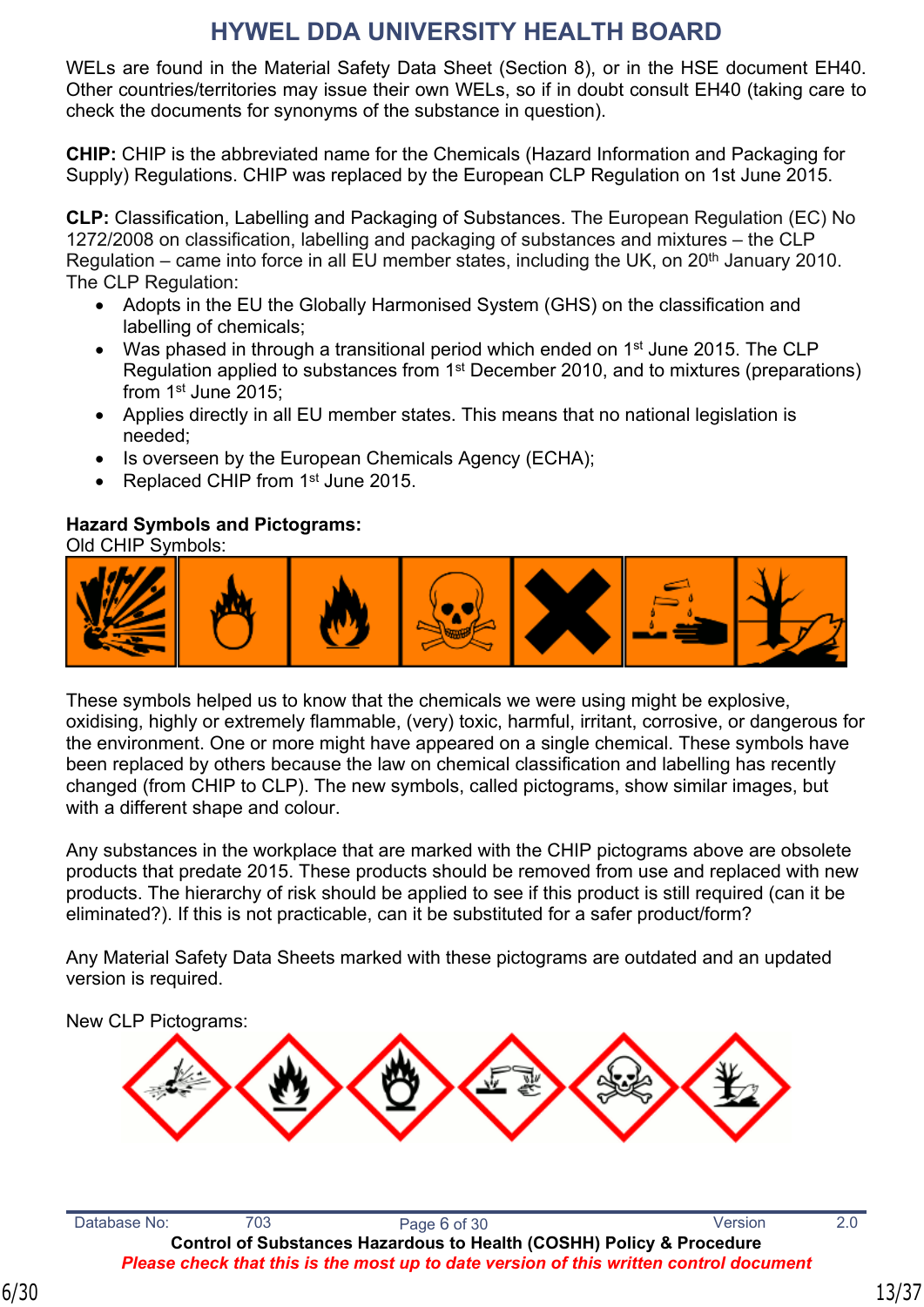WELs are found in the Material Safety Data Sheet (Section 8), or in the HSE document EH40. Other countries/territories may issue their own WELs, so if in doubt consult EH40 (taking care to check the documents for synonyms of the substance in question).

**CHIP:** CHIP is the abbreviated name for the Chemicals (Hazard Information and Packaging for Supply) Regulations. CHIP was replaced by the European CLP Regulation on 1st June 2015.

**CLP:** Classification, Labelling and Packaging of Substances. The European Regulation (EC) No 1272/2008 on classification, labelling and packaging of substances and mixtures – the CLP Regulation – came into force in all EU member states, including the UK, on 20th January 2010. The CLP Regulation:

- Adopts in the EU the Globally Harmonised System (GHS) on the classification and labelling of chemicals;
- Was phased in through a transitional period which ended on 1st June 2015. The CLP Regulation applied to substances from 1st December 2010, and to mixtures (preparations) from 1st June 2015;
- Applies directly in all EU member states. This means that no national legislation is needed;
- Is overseen by the European Chemicals Agency (ECHA);
- Replaced CHIP from 1st June 2015.

**Hazard Symbols and Pictograms:**
Old CHIP Symbols:

These symbols helped us to know that the chemicals we were using might be explosive, oxidising, highly or extremely flammable, (very) toxic, harmful, irritant, corrosive, or dangerous for the environment. One or more might have appeared on a single chemical. These symbols have been replaced by others because the law on chemical classification and labelling has recently changed (from CHIP to CLP). The new symbols, called pictograms, show similar images, but with a different shape and colour.

Any substances in the workplace that are marked with the CHIP pictograms above are obsolete products that predate 2015. These products should be removed from use and replaced with new products. The hierarchy of risk should be applied to see if this product is still required (can it be eliminated?). If this is not practicable, can it be substituted for a safer product/form?

Any Material Safety Data Sheets marked with these pictograms are outdated and an updated version is required.

New CLP Pictograms: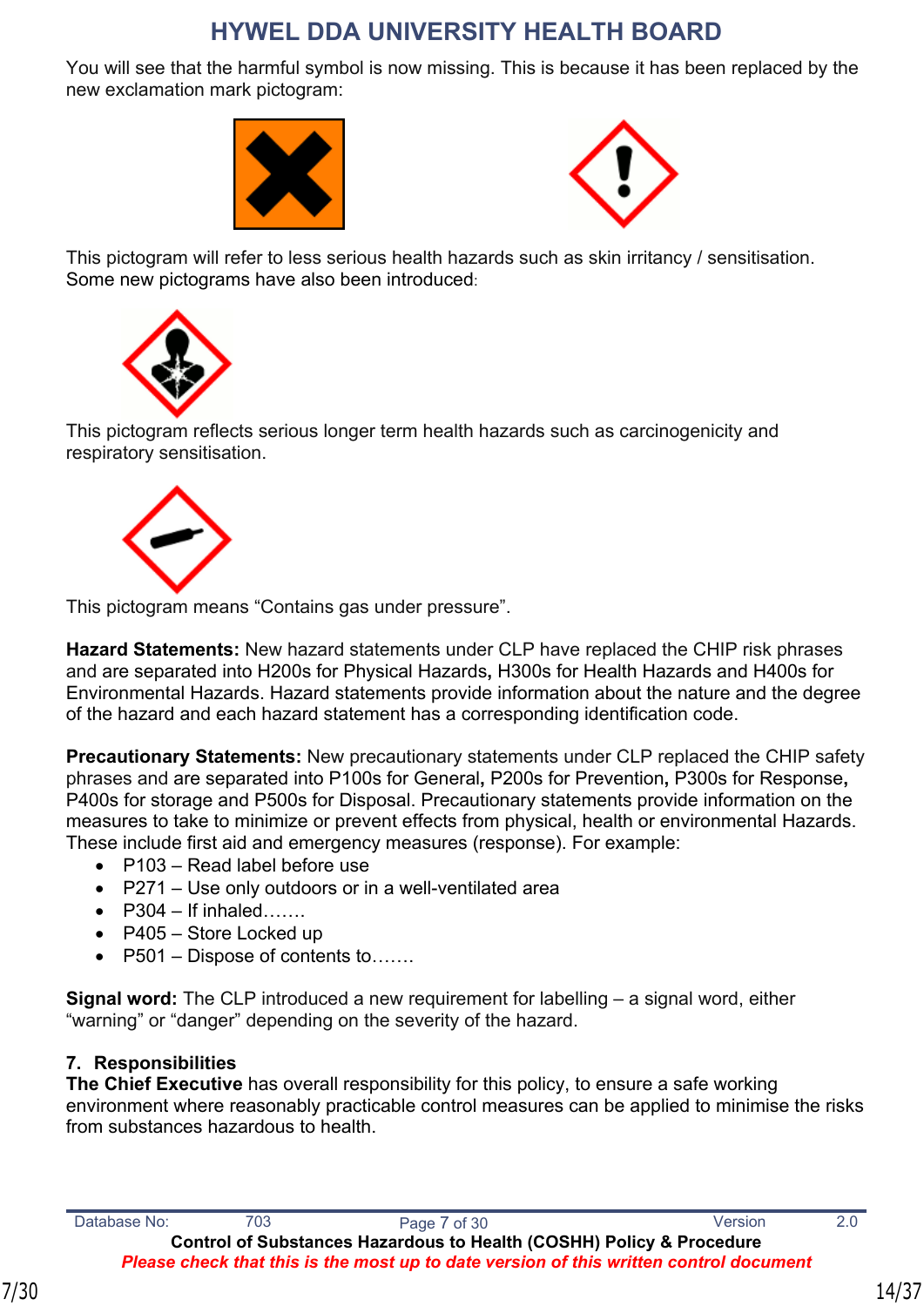You will see that the harmful symbol is now missing. This is because it has been replaced by the new exclamation mark pictogram:

This pictogram will refer to less serious health hazards such as skin irritancy / sensitisation. Some new pictograms have also been introduced:

This pictogram reflects serious longer term health hazards such as carcinogenicity and respiratory sensitisation.

This pictogram means “Contains gas under pressure”.

**Hazard Statements:** New hazard statements under CLP have replaced the CHIP risk phrases and are separated into H200s for Physical Hazards**,** H300s for Health Hazards and H400s for Environmental Hazards. Hazard statements provide information about the nature and the degree of the hazard and each hazard statement has a corresponding identification code.

**Precautionary Statements:** New precautionary statements under CLP replaced the CHIP safety phrases and are separated into P100s for General**,** P200s for Prevention**,** P300s for Response**,** P400s for storage and P500s for Disposal. Precautionary statements provide information on the measures to take to minimize or prevent effects from physical, health or environmental Hazards. These include first aid and emergency measures (response). For example:

- P103 – Read label before use
- P271 – Use only outdoors or in a well-ventilated area
- P304 – If inhaled…….
- P405 – Store Locked up
- P501 – Dispose of contents to…….

**Signal word:** The CLP introduced a new requirement for labelling – a signal word, either “warning” or “danger” depending on the severity of the hazard.

## 7. Responsibilities

**The Chief Executive** has overall responsibility for this policy, to ensure a safe working environment where reasonably practicable control measures can be applied to minimise the risks from substances hazardous to health.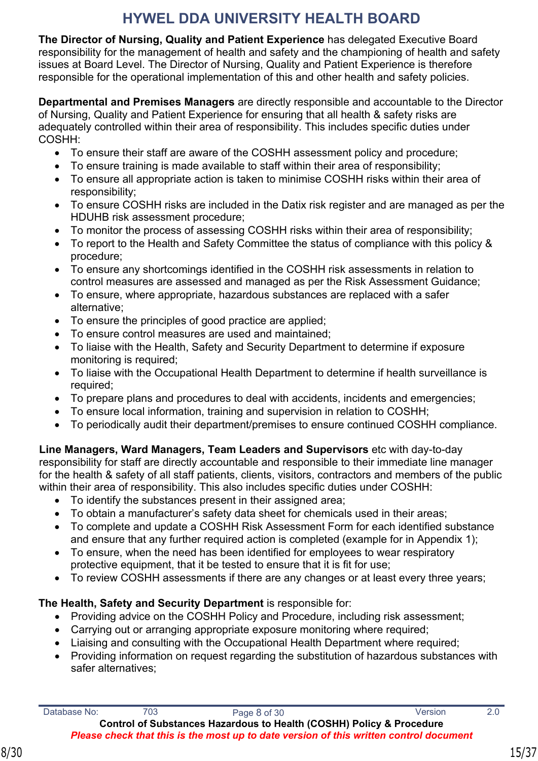**The Director of Nursing, Quality and Patient Experience** has delegated Executive Board responsibility for the management of health and safety and the championing of health and safety issues at Board Level. The Director of Nursing, Quality and Patient Experience is therefore responsible for the operational implementation of this and other health and safety policies.

**Departmental and Premises Managers** are directly responsible and accountable to the Director of Nursing, Quality and Patient Experience for ensuring that all health & safety risks are adequately controlled within their area of responsibility. This includes specific duties under COSHH:

- To ensure their staff are aware of the COSHH assessment policy and procedure;
- To ensure training is made available to staff within their area of responsibility;
- To ensure all appropriate action is taken to minimise COSHH risks within their area of responsibility;
- To ensure COSHH risks are included in the Datix risk register and are managed as per the HDUHB risk assessment procedure;
- To monitor the process of assessing COSHH risks within their area of responsibility;
- To report to the Health and Safety Committee the status of compliance with this policy & procedure;
- To ensure any shortcomings identified in the COSHH risk assessments in relation to control measures are assessed and managed as per the Risk Assessment Guidance;
- To ensure, where appropriate, hazardous substances are replaced with a safer alternative;
- To ensure the principles of good practice are applied;
- To ensure control measures are used and maintained;
- To liaise with the Health, Safety and Security Department to determine if exposure monitoring is required;
- To liaise with the Occupational Health Department to determine if health surveillance is required;
- To prepare plans and procedures to deal with accidents, incidents and emergencies;
- To ensure local information, training and supervision in relation to COSHH;
- To periodically audit their department/premises to ensure continued COSHH compliance.

**Line Managers, Ward Managers, Team Leaders and Supervisors** etc with day-to-day responsibility for staff are directly accountable and responsible to their immediate line manager for the health & safety of all staff patients, clients, visitors, contractors and members of the public within their area of responsibility. This also includes specific duties under COSHH:

- To identify the substances present in their assigned area;
- To obtain a manufacturer's safety data sheet for chemicals used in their areas;
- To complete and update a COSHH Risk Assessment Form for each identified substance and ensure that any further required action is completed (example for in Appendix 1);
- To ensure, when the need has been identified for employees to wear respiratory protective equipment, that it be tested to ensure that it is fit for use;
- To review COSHH assessments if there are any changes or at least every three years;

**The Health, Safety and Security Department** is responsible for:

- Providing advice on the COSHH Policy and Procedure, including risk assessment;
- Carrying out or arranging appropriate exposure monitoring where required;
- Liaising and consulting with the Occupational Health Department where required;
- Providing information on request regarding the substitution of hazardous substances with safer alternatives;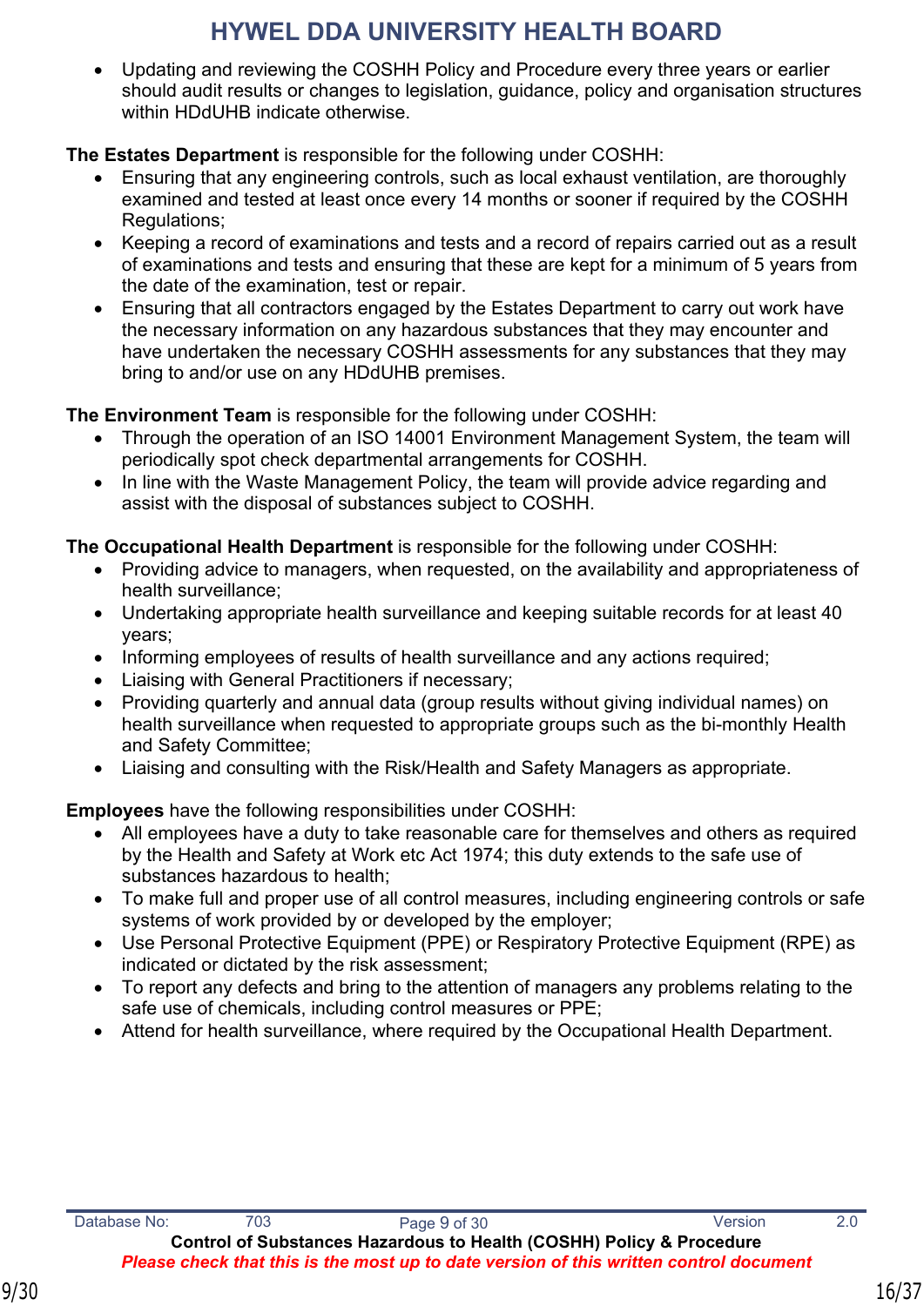- Updating and reviewing the COSHH Policy and Procedure every three years or earlier should audit results or changes to legislation, guidance, policy and organisation structures within HDdUHB indicate otherwise.

**The Estates Department** is responsible for the following under COSHH:

- Ensuring that any engineering controls, such as local exhaust ventilation, are thoroughly examined and tested at least once every 14 months or sooner if required by the COSHH Regulations;
- Keeping a record of examinations and tests and a record of repairs carried out as a result of examinations and tests and ensuring that these are kept for a minimum of 5 years from the date of the examination, test or repair.
- Ensuring that all contractors engaged by the Estates Department to carry out work have the necessary information on any hazardous substances that they may encounter and have undertaken the necessary COSHH assessments for any substances that they may bring to and/or use on any HDdUHB premises.

**The Environment Team** is responsible for the following under COSHH:

- Through the operation of an ISO 14001 Environment Management System, the team will periodically spot check departmental arrangements for COSHH.
- In line with the Waste Management Policy, the team will provide advice regarding and assist with the disposal of substances subject to COSHH.

**The Occupational Health Department** is responsible for the following under COSHH:

- Providing advice to managers, when requested, on the availability and appropriateness of health surveillance;
- Undertaking appropriate health surveillance and keeping suitable records for at least 40 years;
- Informing employees of results of health surveillance and any actions required;
- Liaising with General Practitioners if necessary;
- Providing quarterly and annual data (group results without giving individual names) on health surveillance when requested to appropriate groups such as the bi-monthly Health and Safety Committee;
- Liaising and consulting with the Risk/Health and Safety Managers as appropriate.

**Employees** have the following responsibilities under COSHH:

- All employees have a duty to take reasonable care for themselves and others as required by the Health and Safety at Work etc Act 1974; this duty extends to the safe use of substances hazardous to health;
- To make full and proper use of all control measures, including engineering controls or safe systems of work provided by or developed by the employer;
- Use Personal Protective Equipment (PPE) or Respiratory Protective Equipment (RPE) as indicated or dictated by the risk assessment;
- To report any defects and bring to the attention of managers any problems relating to the safe use of chemicals, including control measures or PPE;
- Attend for health surveillance, where required by the Occupational Health Department.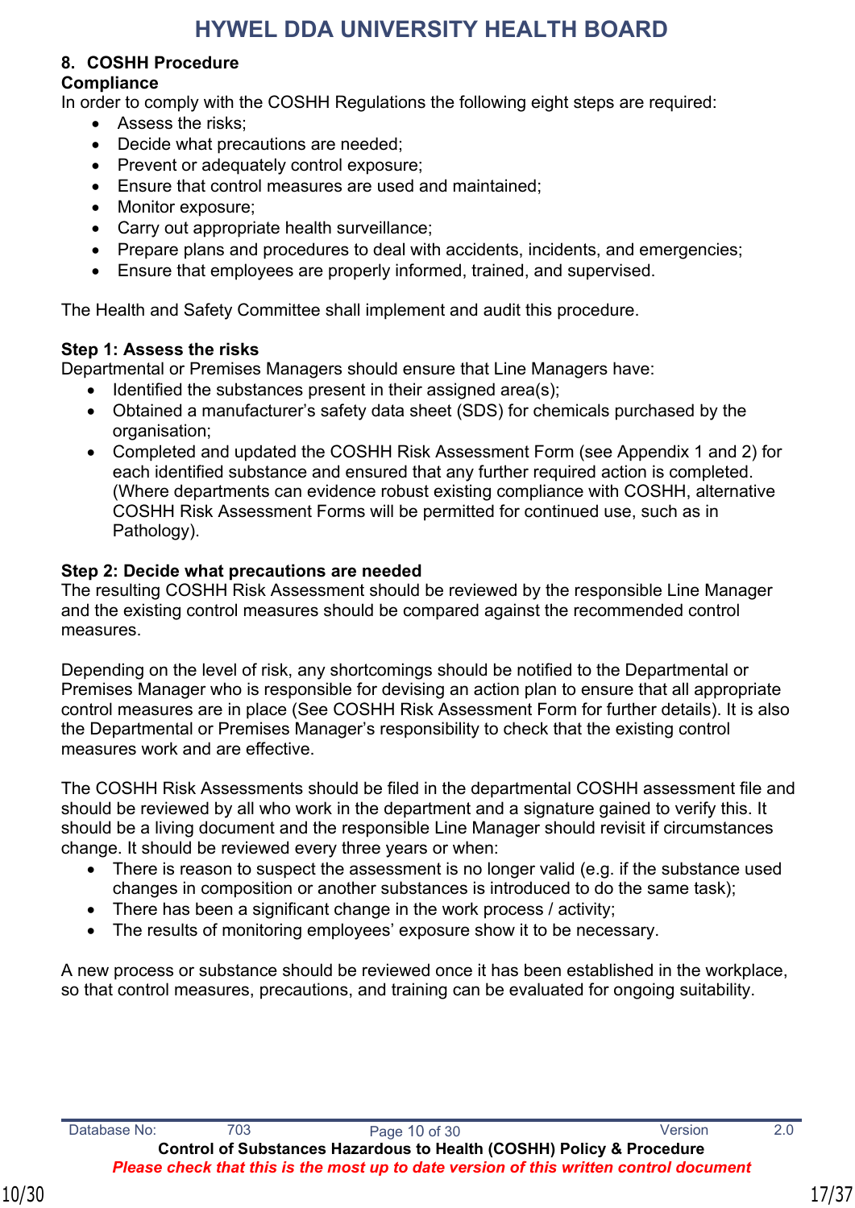## 8. COSHH Procedure

**Compliance**

In order to comply with the COSHH Regulations the following eight steps are required:

- Assess the risks;
- Decide what precautions are needed;
- Prevent or adequately control exposure;
- Ensure that control measures are used and maintained;
- Monitor exposure;
- Carry out appropriate health surveillance;
- Prepare plans and procedures to deal with accidents, incidents, and emergencies;
- Ensure that employees are properly informed, trained, and supervised.

The Health and Safety Committee shall implement and audit this procedure.

**Step 1: Assess the risks**

Departmental or Premises Managers should ensure that Line Managers have:

- Identified the substances present in their assigned area(s);
- Obtained a manufacturer's safety data sheet (SDS) for chemicals purchased by the organisation;
- Completed and updated the COSHH Risk Assessment Form (see Appendix 1 and 2) for each identified substance and ensured that any further required action is completed. (Where departments can evidence robust existing compliance with COSHH, alternative COSHH Risk Assessment Forms will be permitted for continued use, such as in Pathology).

**Step 2: Decide what precautions are needed**

The resulting COSHH Risk Assessment should be reviewed by the responsible Line Manager and the existing control measures should be compared against the recommended control measures.

Depending on the level of risk, any shortcomings should be notified to the Departmental or Premises Manager who is responsible for devising an action plan to ensure that all appropriate control measures are in place (See COSHH Risk Assessment Form for further details). It is also the Departmental or Premises Manager's responsibility to check that the existing control measures work and are effective.

The COSHH Risk Assessments should be filed in the departmental COSHH assessment file and should be reviewed by all who work in the department and a signature gained to verify this. It should be a living document and the responsible Line Manager should revisit if circumstances change. It should be reviewed every three years or when:

- There is reason to suspect the assessment is no longer valid (e.g. if the substance used changes in composition or another substances is introduced to do the same task);
- There has been a significant change in the work process / activity;
- The results of monitoring employees' exposure show it to be necessary.

A new process or substance should be reviewed once it has been established in the workplace, so that control measures, precautions, and training can be evaluated for ongoing suitability.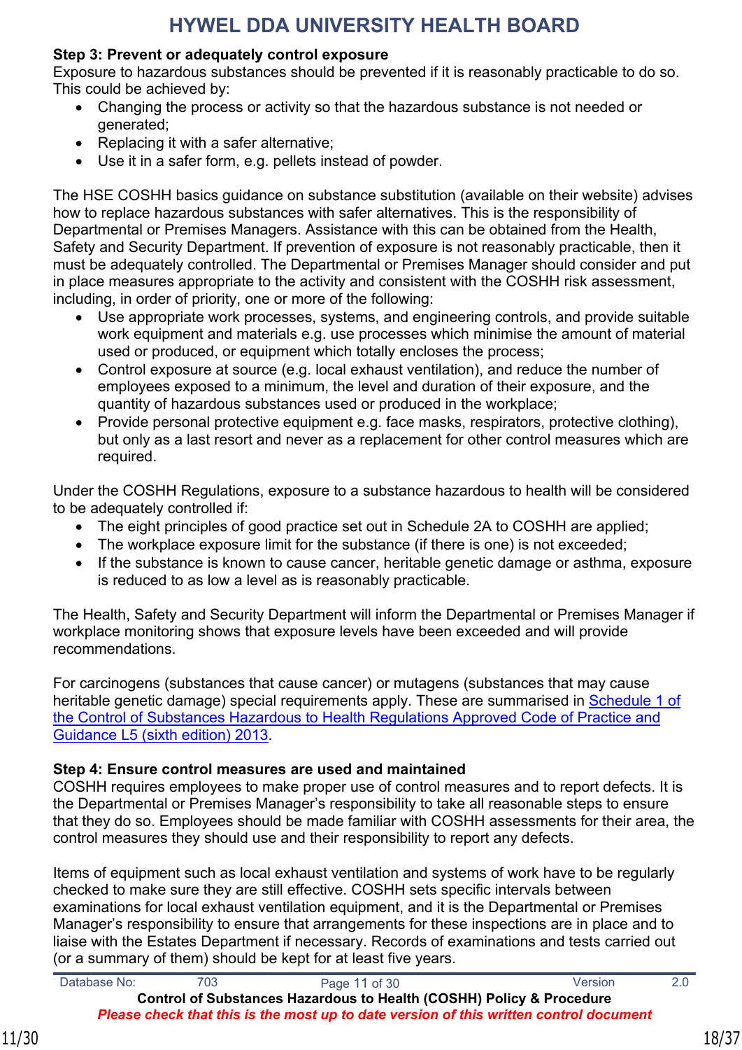**Step 3: Prevent or adequately control exposure**

Exposure to hazardous substances should be prevented if it is reasonably practicable to do so. This could be achieved by:

- Changing the process or activity so that the hazardous substance is not needed or generated;
- Replacing it with a safer alternative;
- Use it in a safer form, e.g. pellets instead of powder.

The HSE COSHH basics guidance on substance substitution (available on their website) advises how to replace hazardous substances with safer alternatives. This is the responsibility of Departmental or Premises Managers. Assistance with this can be obtained from the Health, Safety and Security Department. If prevention of exposure is not reasonably practicable, then it must be adequately controlled. The Departmental or Premises Manager should consider and put in place measures appropriate to the activity and consistent with the COSHH risk assessment, including, in order of priority, one or more of the following:

- Use appropriate work processes, systems, and engineering controls, and provide suitable work equipment and materials e.g. use processes which minimise the amount of material used or produced, or equipment which totally encloses the process;
- Control exposure at source (e.g. local exhaust ventilation), and reduce the number of employees exposed to a minimum, the level and duration of their exposure, and the quantity of hazardous substances used or produced in the workplace;
- Provide personal protective equipment e.g. face masks, respirators, protective clothing), but only as a last resort and never as a replacement for other control measures which are required.

Under the COSHH Regulations, exposure to a substance hazardous to health will be considered to be adequately controlled if:

- The eight principles of good practice set out in Schedule 2A to COSHH are applied;
- The workplace exposure limit for the substance (if there is one) is not exceeded;
- If the substance is known to cause cancer, heritable genetic damage or asthma, exposure is reduced to as low a level as is reasonably practicable.

The Health, Safety and Security Department will inform the Departmental or Premises Manager if workplace monitoring shows that exposure levels have been exceeded and will provide recommendations.

For carcinogens (substances that cause cancer) or mutagens (substances that may cause heritable genetic damage) special requirements apply. These are summarised in Schedule 1 of the Control of Substances Hazardous to Health Regulations Approved Code of Practice and Guidance L5 (sixth edition) 2013.

**Step 4: Ensure control measures are used and maintained**

COSHH requires employees to make proper use of control measures and to report defects. It is the Departmental or Premises Manager's responsibility to take all reasonable steps to ensure that they do so. Employees should be made familiar with COSHH assessments for their area, the control measures they should use and their responsibility to report any defects.

Items of equipment such as local exhaust ventilation and systems of work have to be regularly checked to make sure they are still effective. COSHH sets specific intervals between examinations for local exhaust ventilation equipment, and it is the Departmental or Premises Manager's responsibility to ensure that arrangements for these inspections are in place and to liaise with the Estates Department if necessary. Records of examinations and tests carried out (or a summary of them) should be kept for at least five years.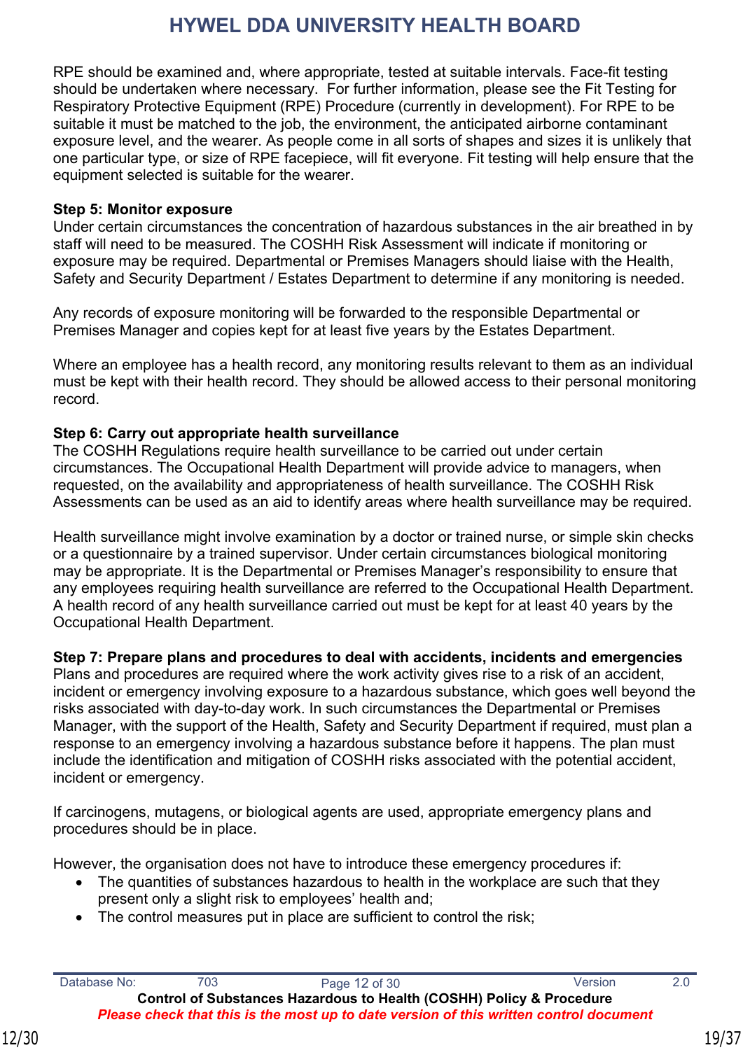RPE should be examined and, where appropriate, tested at suitable intervals. Face-fit testing should be undertaken where necessary. For further information, please see the Fit Testing for Respiratory Protective Equipment (RPE) Procedure (currently in development). For RPE to be suitable it must be matched to the job, the environment, the anticipated airborne contaminant exposure level, and the wearer. As people come in all sorts of shapes and sizes it is unlikely that one particular type, or size of RPE facepiece, will fit everyone. Fit testing will help ensure that the equipment selected is suitable for the wearer.

**Step 5: Monitor exposure**
Under certain circumstances the concentration of hazardous substances in the air breathed in by staff will need to be measured. The COSHH Risk Assessment will indicate if monitoring or exposure may be required. Departmental or Premises Managers should liaise with the Health, Safety and Security Department / Estates Department to determine if any monitoring is needed.

Any records of exposure monitoring will be forwarded to the responsible Departmental or Premises Manager and copies kept for at least five years by the Estates Department.

Where an employee has a health record, any monitoring results relevant to them as an individual must be kept with their health record. They should be allowed access to their personal monitoring record.

**Step 6: Carry out appropriate health surveillance**
The COSHH Regulations require health surveillance to be carried out under certain circumstances. The Occupational Health Department will provide advice to managers, when requested, on the availability and appropriateness of health surveillance. The COSHH Risk Assessments can be used as an aid to identify areas where health surveillance may be required.

Health surveillance might involve examination by a doctor or trained nurse, or simple skin checks or a questionnaire by a trained supervisor. Under certain circumstances biological monitoring may be appropriate. It is the Departmental or Premises Manager's responsibility to ensure that any employees requiring health surveillance are referred to the Occupational Health Department. A health record of any health surveillance carried out must be kept for at least 40 years by the Occupational Health Department.

**Step 7: Prepare plans and procedures to deal with accidents, incidents and emergencies**
Plans and procedures are required where the work activity gives rise to a risk of an accident, incident or emergency involving exposure to a hazardous substance, which goes well beyond the risks associated with day-to-day work. In such circumstances the Departmental or Premises Manager, with the support of the Health, Safety and Security Department if required, must plan a response to an emergency involving a hazardous substance before it happens. The plan must include the identification and mitigation of COSHH risks associated with the potential accident, incident or emergency.

If carcinogens, mutagens, or biological agents are used, appropriate emergency plans and procedures should be in place.

However, the organisation does not have to introduce these emergency procedures if:

- The quantities of substances hazardous to health in the workplace are such that they present only a slight risk to employees' health and;
- The control measures put in place are sufficient to control the risk;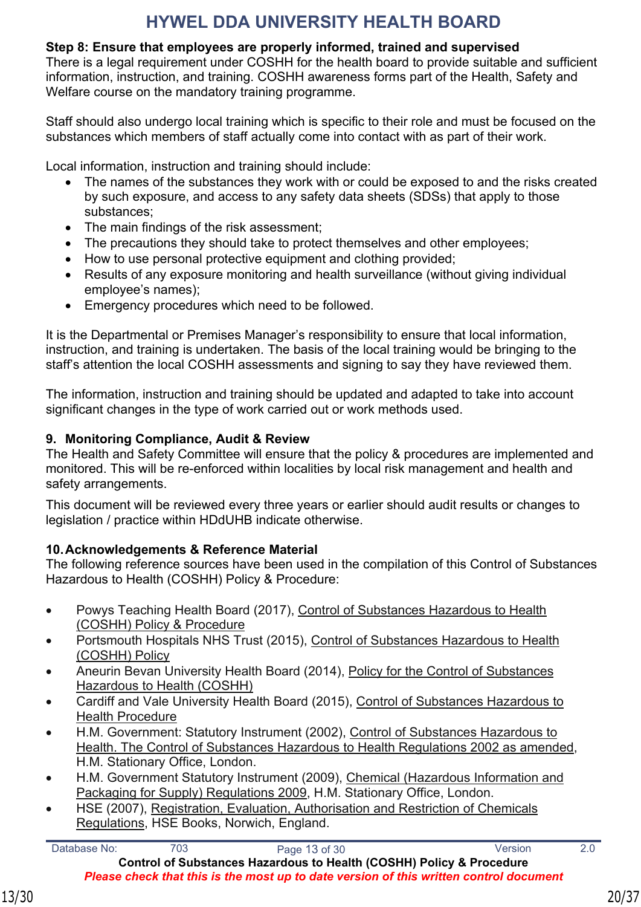**Step 8: Ensure that employees are properly informed, trained and supervised**

There is a legal requirement under COSHH for the health board to provide suitable and sufficient information, instruction, and training. COSHH awareness forms part of the Health, Safety and Welfare course on the mandatory training programme.

Staff should also undergo local training which is specific to their role and must be focused on the substances which members of staff actually come into contact with as part of their work.

Local information, instruction and training should include:

- The names of the substances they work with or could be exposed to and the risks created by such exposure, and access to any safety data sheets (SDSs) that apply to those substances;
- The main findings of the risk assessment;
- The precautions they should take to protect themselves and other employees;
- How to use personal protective equipment and clothing provided;
- Results of any exposure monitoring and health surveillance (without giving individual employee's names);
- Emergency procedures which need to be followed.

It is the Departmental or Premises Manager's responsibility to ensure that local information, instruction, and training is undertaken. The basis of the local training would be bringing to the staff's attention the local COSHH assessments and signing to say they have reviewed them.

The information, instruction and training should be updated and adapted to take into account significant changes in the type of work carried out or work methods used.

## 9. Monitoring Compliance, Audit & Review

The Health and Safety Committee will ensure that the policy & procedures are implemented and monitored. This will be re-enforced within localities by local risk management and health and safety arrangements.

This document will be reviewed every three years or earlier should audit results or changes to legislation / practice within HDdUHB indicate otherwise.

## 10. Acknowledgements & Reference Material

The following reference sources have been used in the compilation of this Control of Substances Hazardous to Health (COSHH) Policy & Procedure:

- Powys Teaching Health Board (2017), Control of Substances Hazardous to Health (COSHH) Policy & Procedure
- Portsmouth Hospitals NHS Trust (2015), Control of Substances Hazardous to Health (COSHH) Policy
- Aneurin Bevan University Health Board (2014), Policy for the Control of Substances Hazardous to Health (COSHH)
- Cardiff and Vale University Health Board (2015), Control of Substances Hazardous to Health Procedure
- H.M. Government: Statutory Instrument (2002), Control of Substances Hazardous to Health. The Control of Substances Hazardous to Health Regulations 2002 as amended, H.M. Stationary Office, London.
- H.M. Government Statutory Instrument (2009), Chemical (Hazardous Information and Packaging for Supply) Regulations 2009, H.M. Stationary Office, London.
- HSE (2007), Registration, Evaluation, Authorisation and Restriction of Chemicals Regulations, HSE Books, Norwich, England.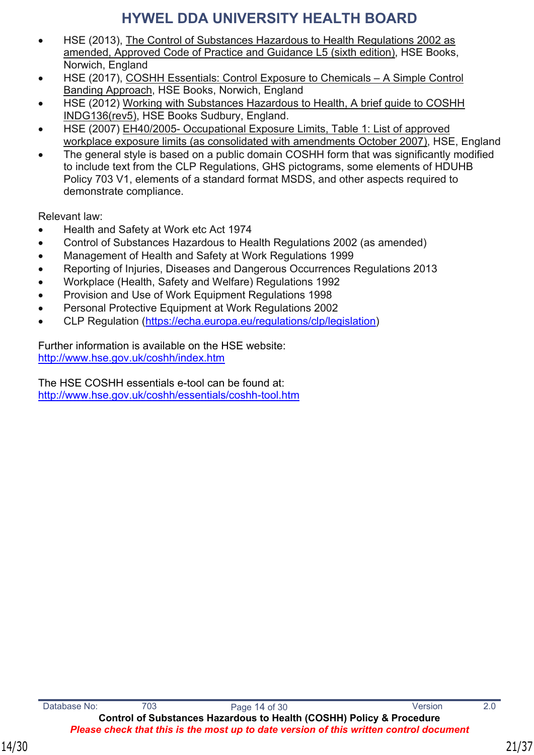- HSE (2013), The Control of Substances Hazardous to Health Regulations 2002 as amended, Approved Code of Practice and Guidance L5 (sixth edition), HSE Books, Norwich, England
- HSE (2017), COSHH Essentials: Control Exposure to Chemicals – A Simple Control Banding Approach, HSE Books, Norwich, England
- HSE (2012) Working with Substances Hazardous to Health, A brief guide to COSHH INDG136(rev5), HSE Books Sudbury, England.
- HSE (2007) EH40/2005- Occupational Exposure Limits, Table 1: List of approved workplace exposure limits (as consolidated with amendments October 2007), HSE, England
- The general style is based on a public domain COSHH form that was significantly modified to include text from the CLP Regulations, GHS pictograms, some elements of HDUHB Policy 703 V1, elements of a standard format MSDS, and other aspects required to demonstrate compliance.

Relevant law:

- Health and Safety at Work etc Act 1974
- Control of Substances Hazardous to Health Regulations 2002 (as amended)
- Management of Health and Safety at Work Regulations 1999
- Reporting of Injuries, Diseases and Dangerous Occurrences Regulations 2013
- Workplace (Health, Safety and Welfare) Regulations 1992
- Provision and Use of Work Equipment Regulations 1998
- Personal Protective Equipment at Work Regulations 2002
- CLP Regulation (https://echa.europa.eu/regulations/clp/legislation)

Further information is available on the HSE website:
http://www.hse.gov.uk/coshh/index.htm

The HSE COSHH essentials e-tool can be found at:
http://www.hse.gov.uk/coshh/essentials/coshh-tool.htm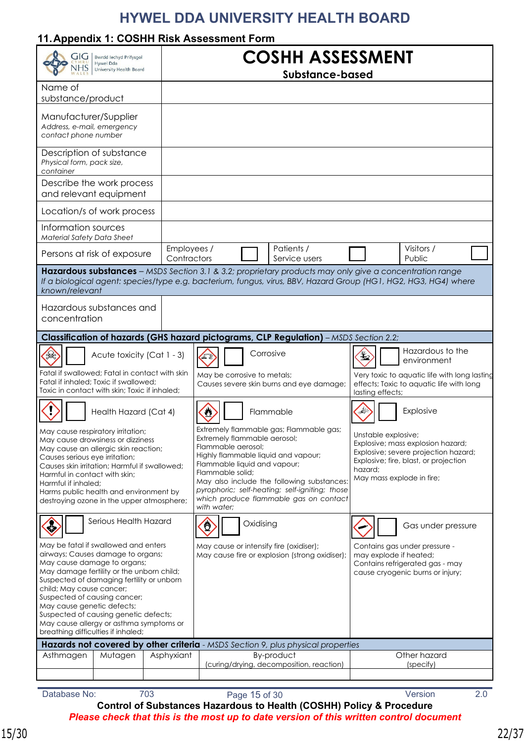## 11. Appendix 1: COSHH Risk Assessment Form

| GIG CYMRU NHS WALES – Bwrdd Iechyd Prifysgol Hywel Dda University Health Board | **COSHH ASSESSMENT** Substance-based | | | | | |
|---|---|---|---|---|---|---|
| Name of substance/product | | | | | | |
| Manufacturer/Supplier *Address, e-mail, emergency contact phone number* | | | | | | |
| Description of substance *Physical form, pack size, container* | | | | | | |
| Describe the work process and relevant equipment | | | | | | |
| Location/s of work process | | | | | | |
| Information sources *Material Safety Data Sheet* | | | | | | |
| Persons at risk of exposure | Employees / Contractors | ☐ | Patients / Service users | ☐ | Visitors / Public | ☐ |

**Hazardous substances** – *MSDS Section 3.1 & 3.2; proprietary products may only give a concentration range*
*If a biological agent: species/type e.g. bacterium, fungus, virus, BBV, Hazard Group (HG1, HG2, HG3, HG4) where known/relevant*

| Hazardous substances and concentration | |
|---|---|

**Classification of hazards (GHS hazard pictograms, CLP Regulation)** – *MSDS Section 2.2;*

| ☐ Acute toxicity (Cat 1 - 3) | ☐ Corrosive | ☐ Hazardous to the environment |
|---|---|---|
| Fatal if swallowed; Fatal in contact with skin Fatal if inhaled; Toxic if swallowed; Toxic in contact with skin; Toxic if inhaled; | May be corrosive to metals; Causes severe skin burns and eye damage; | Very toxic to aquatic life with long lasting effects; Toxic to aquatic life with long lasting effects; |
| ☐ Health Hazard (Cat 4) | ☐ Flammable | ☐ Explosive |
| May cause respiratory irritation; May cause drowsiness or dizziness May cause an allergic skin reaction; Causes serious eye irritation; Causes skin irritation; Harmful if swallowed; Harmful in contact with skin; Harmful if inhaled; Harms public health and environment by destroying ozone in the upper atmosphere; | Extremely flammable gas; Flammable gas; Extremely flammable aerosol; Flammable aerosol; Highly flammable liquid and vapour; Flammable liquid and vapour; Flammable solid; May also include the following substances: *pyrophoric; self-heating; self-igniting; those which produce flammable gas on contact with water;* | Unstable explosive; Explosive; mass explosion hazard; Explosive; severe projection hazard; Explosive; fire, blast, or projection hazard; May mass explode in fire; |
| ☐ Serious Health Hazard | ☐ Oxidising | ☐ Gas under pressure |
| May be fatal if swallowed and enters airways; Causes damage to organs; May cause damage to organs; May damage fertility or the unborn child; Suspected of damaging fertility or unborn child; May cause cancer; Suspected of causing cancer; May cause genetic defects; Suspected of causing genetic defects; May cause allergy or asthma symptoms or breathing difficulties if inhaled; | May cause or intensify fire (oxidiser); May cause fire or explosion (strong oxidiser); | Contains gas under pressure - may explode if heated; Contains refrigerated gas - may cause cryogenic burns or injury; |

**Hazards not covered by other criteria** - *MSDS Section 9, plus physical properties*

| Asthmagen | Mutagen | Asphyxiant | By-product (curing/drying, decomposition, reaction) | Other hazard (specify) |
|---|---|---|---|---|
| | | | | |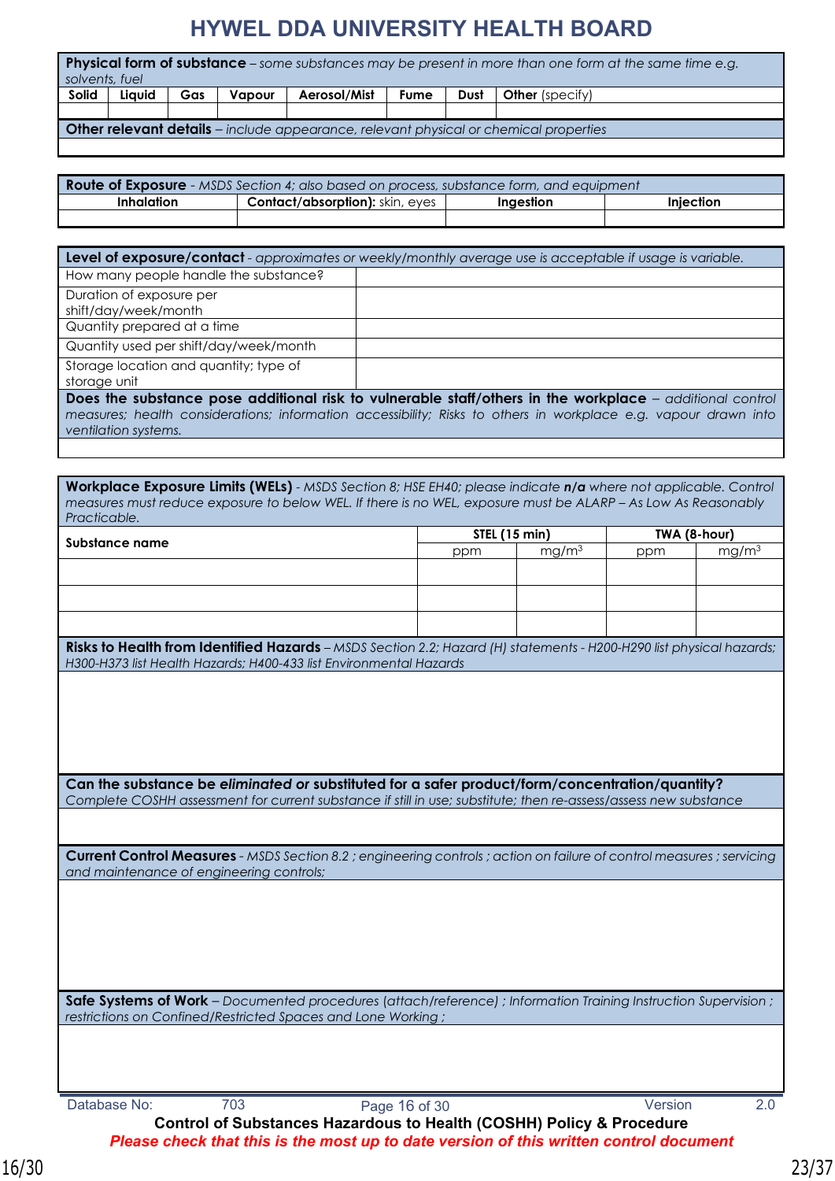# HYWEL DDA UNIVERSITY HEALTH BOARD

| **Physical form of substance** – *some substances may be present in more than one form at the same time e.g. solvents, fuel* | | | | | | | |
|---|---|---|---|---|---|---|---|
| **Solid** | **Liquid** | **Gas** | **Vapour** | **Aerosol/Mist** | **Fume** | **Dust** | **Other** (specify) |
| | | | | | | | |
| **Other relevant details** – *include appearance, relevant physical or chemical properties* | | | | | | | |
| | | | | | | | |

| **Route of Exposure** - *MSDS Section 4; also based on process, substance form, and equipment* | | | |
|---|---|---|---|
| **Inhalation** | **Contact/absorption):** skin, eyes | **Ingestion** | **Injection** |
| | | | |

| **Level of exposure/contact** - *approximates or weekly/monthly average use is acceptable if usage is variable.* | |
|---|---|
| How many people handle the substance? | |
| Duration of exposure per shift/day/week/month | |
| Quantity prepared at a time | |
| Quantity used per shift/day/week/month | |
| Storage location and quantity; type of storage unit | |
| **Does the substance pose additional risk to vulnerable staff/others in the workplace** – *additional control measures; health considerations; information accessibility; Risks to others in workplace e.g. vapour drawn into ventilation systems.* | |
| | |

| **Workplace Exposure Limits (WELs)** - *MSDS Section 8; HSE EH40; please indicate* ***n/a*** *where not applicable. Control measures must reduce exposure to below WEL. If there is no WEL, exposure must be ALARP – As Low As Reasonably Practicable.* | | | | |
|---|---|---|---|---|
| **Substance name** | **STEL (15 min)** | | **TWA (8-hour)** | |
| | ppm | mg/m$^3$ | ppm | mg/m$^3$ |
| | | | | |
| | | | | |
| | | | | |

| **Risks to Health from Identified Hazards** – *MSDS Section 2.2; Hazard (H) statements - H200-H290 list physical hazards; H300-H373 list Health Hazards; H400-433 list Environmental Hazards* |
|---|
| |

| **Can the substance be *eliminated* or substituted for a safer product/form/concentration/quantity?** *Complete COSHH assessment for current substance if still in use; substitute; then re-assess/assess new substance* |
|---|
| |

| **Current Control Measures** - *MSDS Section 8.2 ; engineering controls ; action on failure of control measures ; servicing and maintenance of engineering controls;* |
|---|
| |

| **Safe Systems of Work** – *Documented procedures (attach/reference) ; Information Training Instruction Supervision ; restrictions on Confined/Restricted Spaces and Lone Working ;* |
|---|
| |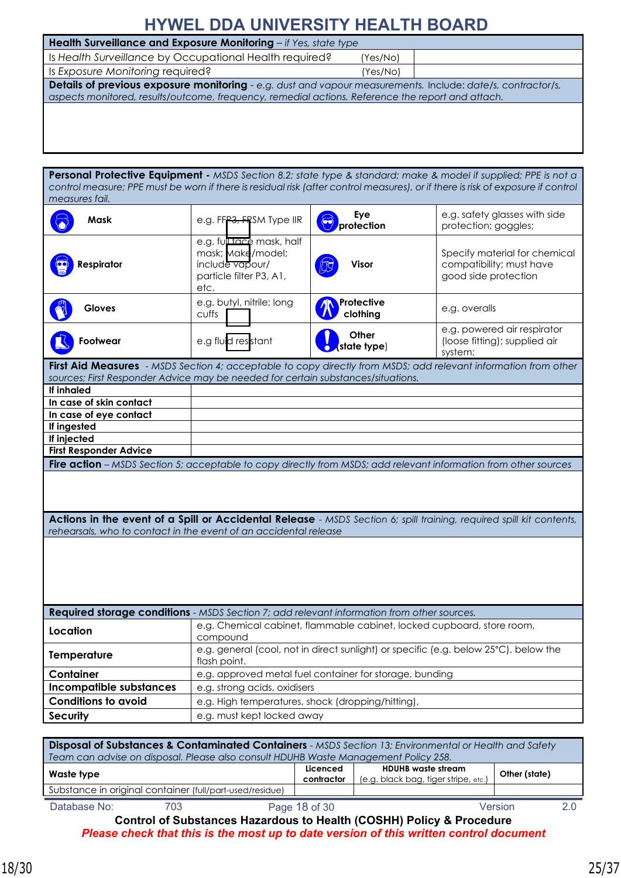# HYWEL DDA UNIVERSITY HEALTH BOARD

| **Health Surveillance and Exposure Monitoring** – *if Yes, state type* | | |
|---|---|---|
| Is *Health Surveillance* by Occupational Health required? | (Yes/No) | |
| Is *Exposure Monitoring* required? | (Yes/No) | |

| **Details of previous exposure monitoring** - *e.g. dust and vapour measurements.* Include: *date/s, contractor/s, aspects monitored, results/outcome, frequency, remedial actions. Reference the report and attach.* |
|---|
| |

| **Personal Protective Equipment -** *MSDS Section 8.2; state type & standard; make & model if supplied; PPE is not a control measure; PPE must be worn if there is residual risk (after control measures), or if there is risk of exposure if control measures fail.* | | | |
|---|---|---|---|
| **Mask** | e.g. FFP3, FRSM Type IIR | **Eye protection** | e.g. safety glasses with side protection; goggles; |
| **Respirator** | e.g. full face mask, half mask; Make/model; include vapour/ particle filter P3, A1, etc. | **Visor** | Specify material for chemical compatibility; must have good side protection |
| **Gloves** | e.g. butyl, nitrile; long cuffs | **Protective clothing** | e.g. overalls |
| **Footwear** | e.g fluid resistant | **Other** (state type) | e.g. powered air respirator (loose fitting); supplied air system; |

| **First Aid Measures** - *MSDS Section 4; acceptable to copy directly from MSDS; add relevant information from other sources; First Responder Advice may be needed for certain substances/situations.* | |
|---|---|
| **If inhaled** | |
| **In case of skin contact** | |
| **In case of eye contact** | |
| **If ingested** | |
| **If injected** | |
| **First Responder Advice** | |

| **Fire action** – *MSDS Section 5; acceptable to copy directly from MSDS; add relevant information from other sources* |
|---|
| |

| **Actions in the event of a Spill or Accidental Release** - *MSDS Section 6; spill training, required spill kit contents, rehearsals, who to contact in the event of an accidental release* |
|---|
| |

| **Required storage conditions** - *MSDS Section 7; add relevant information from other sources.* | |
|---|---|
| **Location** | e.g. Chemical cabinet, flammable cabinet, locked cupboard, store room, compound |
| **Temperature** | e.g. general (cool, not in direct sunlight) or specific (e.g. below 25°C), below the flash point. |
| **Container** | e.g. approved metal fuel container for storage, bunding |
| **Incompatible substances** | e.g. strong acids, oxidisers |
| **Conditions to avoid** | e.g. High temperatures, shock (dropping/hitting), |
| **Security** | e.g. must kept locked away |

| **Disposal of Substances & Contaminated Containers** - *MSDS Section 13; Environmental or Health and Safety Team can advise on disposal. Please also consult HDUHB Waste Management Policy 258.* | | | |
|---|---|---|---|
| **Waste type** | **Licenced contractor** | **HDUHB waste stream** (e.g. black bag, tiger stripe, etc.) | **Other (state)** |
| Substance in original container (full/part-used/residue) | | | |

Control of Substances Hazardous to Health (COSHH) Policy & Procedure

*Please check that this is the most up to date version of this written control document*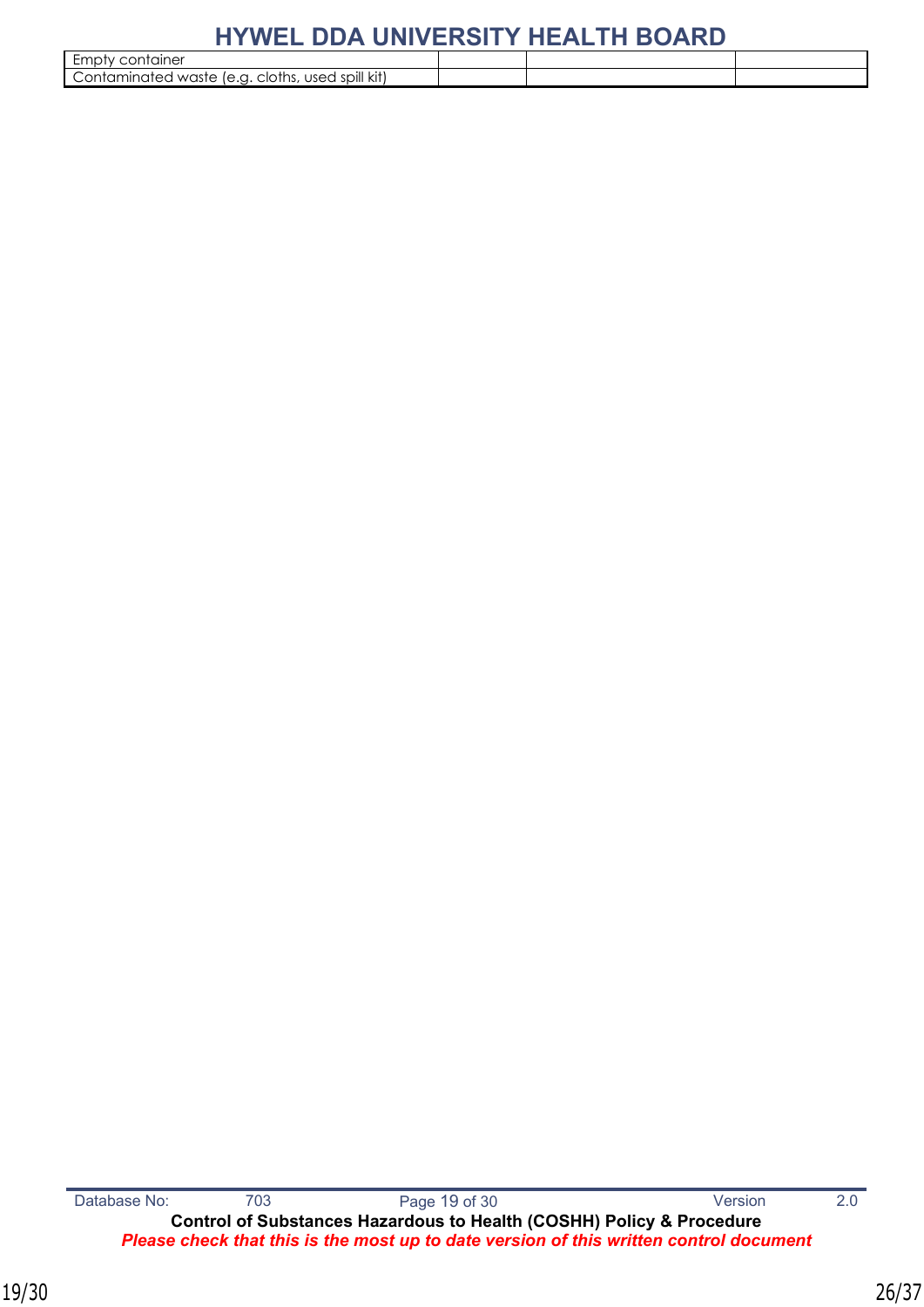| | | | |
|---|---|---|---|
| Empty container | | | |
| Contaminated waste (e.g. cloths, used spill kit) | | | |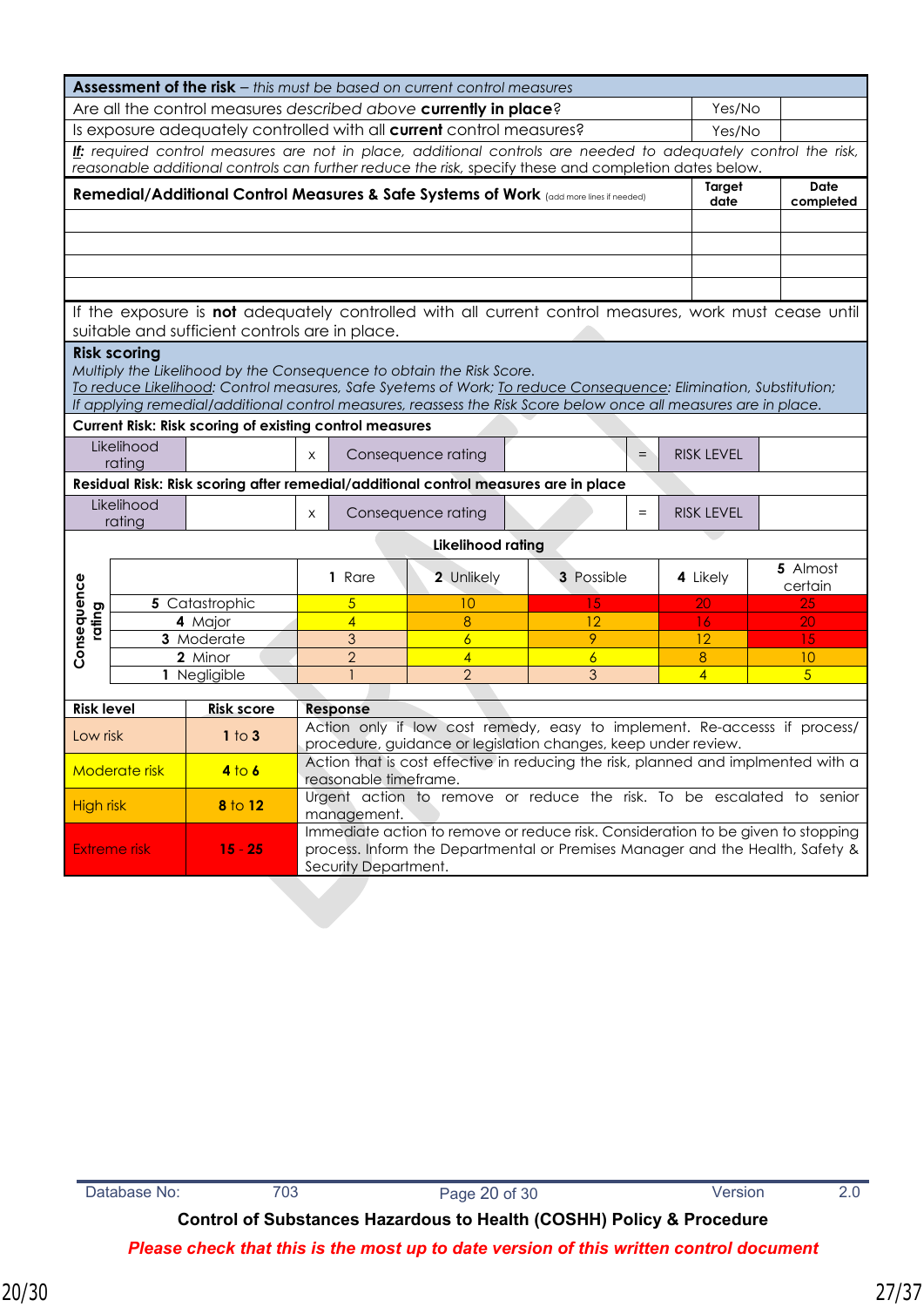| **Assessment of the risk** – *this must be based on current control measures* | | |
|---|---|---|
| Are all the control measures *described above* **currently in place**? | Yes/No | |
| Is exposure adequately controlled with all **current** control measures? | Yes/No | |
| ***If:*** *required control measures are not in place, additional controls are needed to adequately control the risk, reasonable additional controls can further reduce the risk,* specify these and completion dates below. | | |
| **Remedial/Additional Control Measures & Safe Systems of Work** (add more lines if needed) | **Target date** | **Date completed** |
| | | |
| | | |
| | | |
| | | |
| If the exposure is **not** adequately controlled with all current control measures, work must cease until suitable and sufficient controls are in place. | | |

**Risk scoring**

*Multiply the Likelihood by the Consequence to obtain the Risk Score.*
*To reduce Likelihood: Control measures, Safe Syetems of Work; To reduce Consequence: Elimination, Substitution;*
*If applying remedial/additional control measures, reassess the Risk Score below once all measures are in place.*

**Current Risk: Risk scoring of existing control measures**

| Likelihood rating | | x | Consequence rating | | = | RISK LEVEL | |
|---|---|---|---|---|---|---|---|

**Residual Risk: Risk scoring after remedial/additional control measures are in place**

| Likelihood rating | | x | Consequence rating | | = | RISK LEVEL | |
|---|---|---|---|---|---|---|---|

| Consequence rating | Likelihood rating: **1** Rare | **2** Unlikely | **3** Possible | **4** Likely | **5** Almost certain |
|---|---|---|---|---|---|
| **5** Catastrophic | 5 | 10 | 15 | 20 | 25 |
| **4** Major | 4 | 8 | 12 | 16 | 20 |
| **3** Moderate | 3 | 6 | 9 | 12 | 15 |
| **2** Minor | 2 | 4 | 6 | 8 | 10 |
| **1** Negligible | 1 | 2 | 3 | 4 | 5 |

| **Risk level** | **Risk score** | **Response** |
|---|---|---|
| Low risk | **1** to **3** | Action only if low cost remedy, easy to implement. Re-accesss if process/ procedure, guidance or legislation changes, keep under review. |
| Moderate risk | **4** to **6** | Action that is cost effective in reducing the risk, planned and implmented with a reasonable timeframe. |
| High risk | **8** to **12** | Urgent action to remove or reduce the risk. To be escalated to senior management. |
| Extreme risk | **15** - **25** | Immediate action to remove or reduce risk. Consideration to be given to stopping process. Inform the Departmental or Premises Manager and the Health, Safety & Security Department. |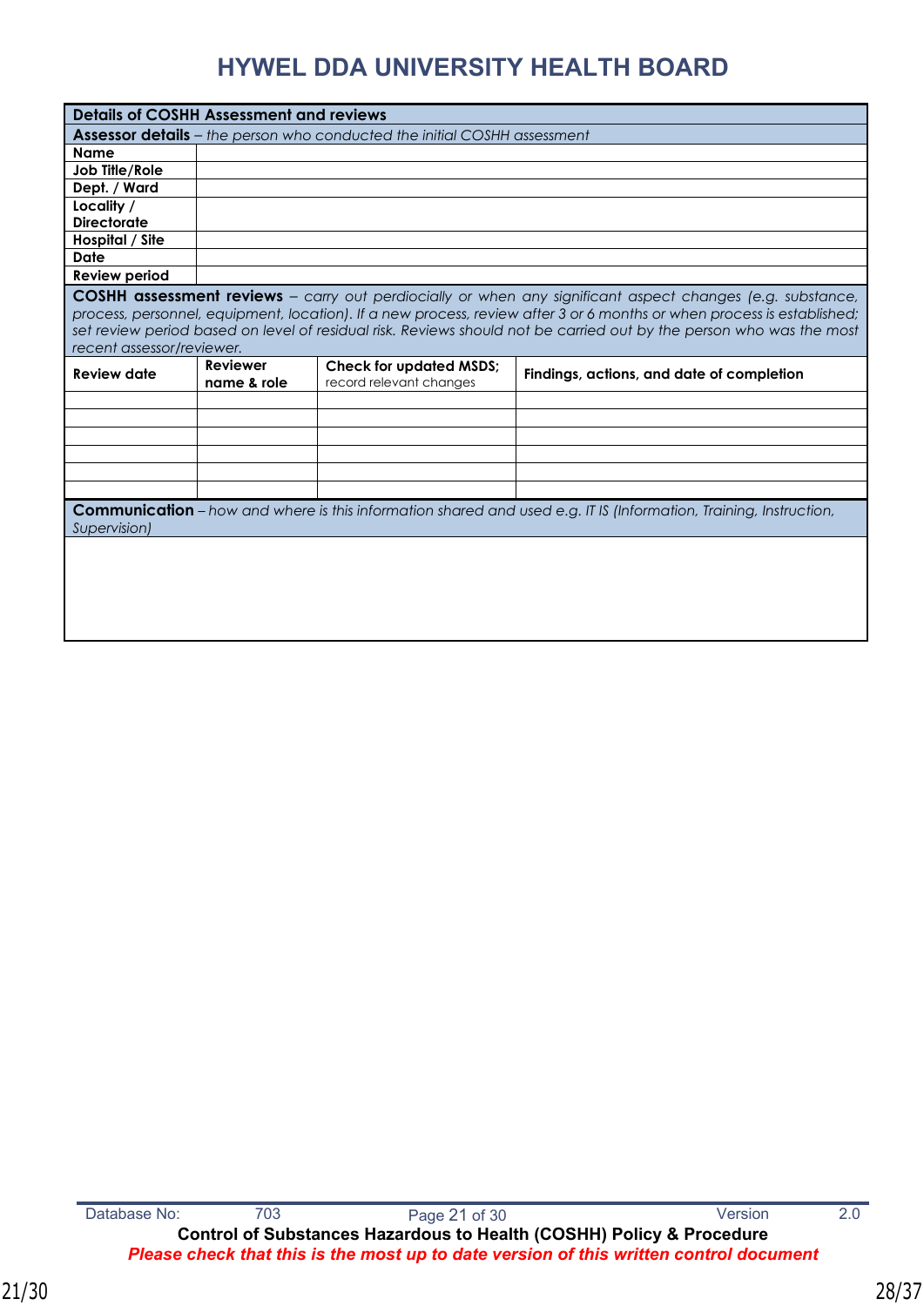# HYWEL DDA UNIVERSITY HEALTH BOARD

| **Details of COSHH Assessment and reviews** | | | |
|---|---|---|---|
| **Assessor details** – *the person who conducted the initial COSHH assessment* | | | |
| **Name** | | | |
| **Job Title/Role** | | | |
| **Dept. / Ward** | | | |
| **Locality / Directorate** | | | |
| **Hospital / Site** | | | |
| **Date** | | | |
| **Review period** | | | |
| **COSHH assessment reviews** – *carry out perdiocially or when any significant aspect changes (e.g. substance, process, personnel, equipment, location). If a new process, review after 3 or 6 months or when process is established; set review period based on level of residual risk. Reviews should not be carried out by the person who was the most recent assessor/reviewer.* | | | |
| **Review date** | **Reviewer name & role** | **Check for updated MSDS;** record relevant changes | **Findings, actions, and date of completion** |
| | | | |
| | | | |
| | | | |
| | | | |
| | | | |
| | | | |
| **Communication** – *how and where is this information shared and used e.g. IT IS (Information, Training, Instruction, Supervision)* | | | |
| | | | |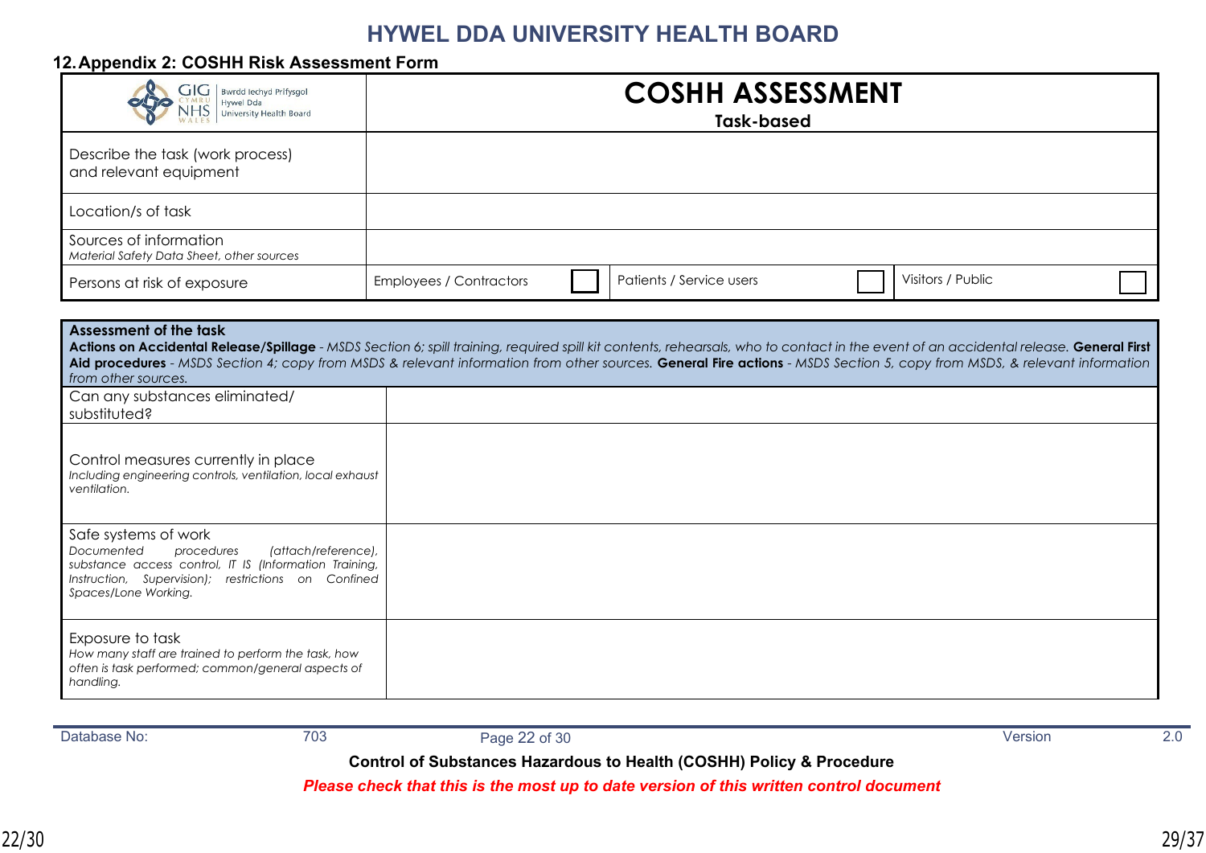## 12. Appendix 2: COSHH Risk Assessment Form

| GIG CYMRU NHS WALES – Bwrdd Iechyd Prifysgol Hywel Dda University Health Board | **COSHH ASSESSMENT**<br>**Task-based** | | | | |
|---|---|---|---|---|---|
| Describe the task (work process) and relevant equipment | | | | | |
| Location/s of task | | | | | |
| Sources of information<br>*Material Safety Data Sheet, other sources* | | | | | |
| Persons at risk of exposure | Employees / Contractors ☐ | | Patients / Service users ☐ | | Visitors / Public ☐ |

**Assessment of the task**

**Actions on Accidental Release/Spillage** - *MSDS Section 6; spill training, required spill kit contents, rehearsals, who to contact in the event of an accidental release.* **General First Aid procedures** - *MSDS Section 4; copy from MSDS & relevant information from other sources.* **General Fire actions** - *MSDS Section 5, copy from MSDS, & relevant information from other sources.*

| | |
|---|---|
| Can any substances eliminated/ substituted? | |
| Control measures currently in place<br>*Including engineering controls, ventilation, local exhaust ventilation.* | |
| Safe systems of work<br>*Documented procedures (attach/reference), substance access control, IT IS (Information Training, Instruction, Supervision); restrictions on Confined Spaces/Lone Working.* | |
| Exposure to task<br>*How many staff are trained to perform the task, how often is task performed; common/general aspects of handling.* | |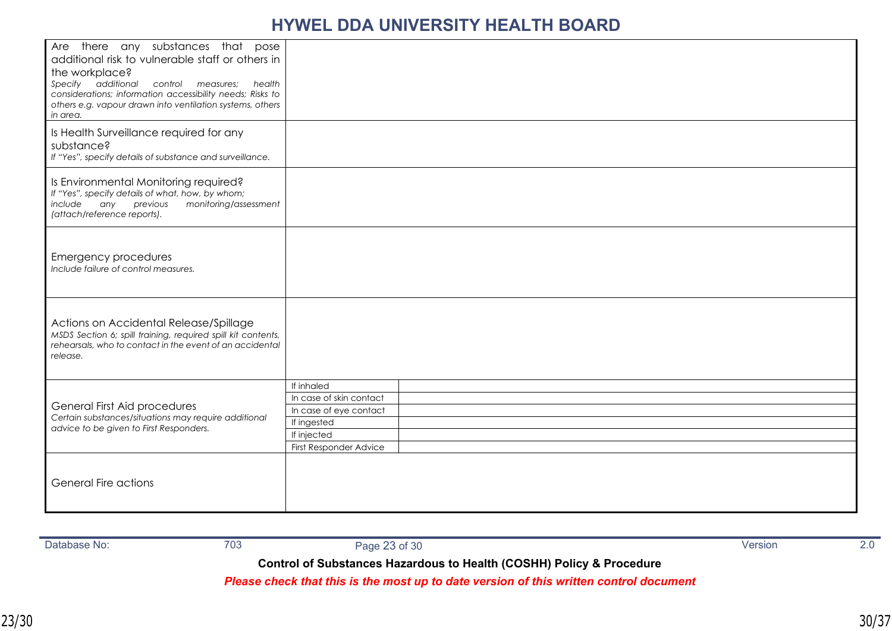| | | |
|---|---|---|
| Are there any substances that pose additional risk to vulnerable staff or others in the workplace?<br>*Specify additional control measures; health considerations; information accessibility needs; Risks to others e.g. vapour drawn into ventilation systems, others in area.* | | |
| Is Health Surveillance required for any substance?<br>*If "Yes", specify details of substance and surveillance.* | | |
| Is Environmental Monitoring required?<br>*If "Yes", specify details of what, how, by whom; include any previous monitoring/assessment (attach/reference reports).* | | |
| Emergency procedures<br>*Include failure of control measures.* | | |
| Actions on Accidental Release/Spillage<br>*MSDS Section 6; spill training, required spill kit contents, rehearsals, who to contact in the event of an accidental release.* | | |
| General First Aid procedures<br>*Certain substances/situations may require additional advice to be given to First Responders.* | If inhaled | |
| | In case of skin contact | |
| | In case of eye contact | |
| | If ingested | |
| | If injected | |
| | First Responder Advice | |
| General Fire actions | | |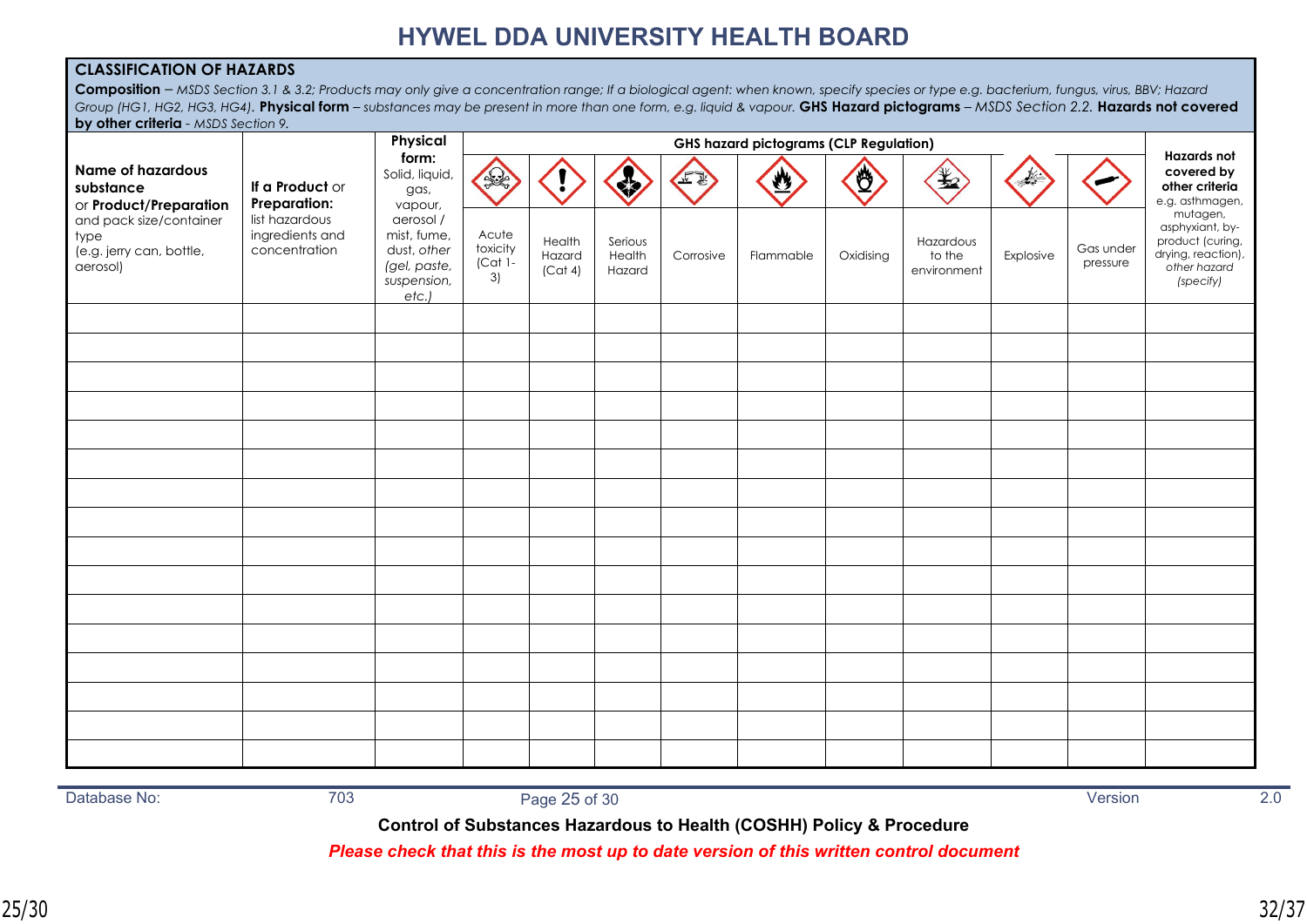# HYWEL DDA UNIVERSITY HEALTH BOARD

**CLASSIFICATION OF HAZARDS**

**Composition** – *MSDS Section 3.1 & 3.2; Products may only give a concentration range; If a biological agent: when known, specify species or type e.g. bacterium, fungus, virus, BBV; Hazard Group (HG1, HG2, HG3, HG4).* **Physical form** – *substances may be present in more than one form, e.g. liquid & vapour.* **GHS Hazard pictograms** – *MSDS Section 2.2.* **Hazards not covered by other criteria** - *MSDS Section 9.*

| **Name of hazardous substance** or **Product/Preparation** and pack size/container type (e.g. jerry can, bottle, aerosol) | **If a Product** or **Preparation:** list hazardous ingredients and concentration | **Physical form:** Solid, liquid, gas, vapour, aerosol / mist, fume, dust, *other (gel, paste, suspension, etc.)* | **GHS hazard pictograms (CLP Regulation)** | | | | | | | | | **Hazards not covered by other criteria** e.g. asthmagen, mutagen, asphyxiant, by-product (curing, drying, reaction), *other hazard (specify)* |
|---|---|---|---|---|---|---|---|---|---|---|---|---|
| | | | Acute toxicity (Cat 1-3) | Health Hazard (Cat 4) | Serious Health Hazard | Corrosive | Flammable | Oxidising | Hazardous to the environment | Explosive | Gas under pressure | |
| | | | | | | | | | | | | |
| | | | | | | | | | | | | |
| | | | | | | | | | | | | |
| | | | | | | | | | | | | |
| | | | | | | | | | | | | |
| | | | | | | | | | | | | |
| | | | | | | | | | | | | |
| | | | | | | | | | | | | |
| | | | | | | | | | | | | |
| | | | | | | | | | | | | |
| | | | | | | | | | | | | |
| | | | | | | | | | | | | |
| | | | | | | | | | | | | |
| | | | | | | | | | | | | |
| | | | | | | | | | | | | |
| | | | | | | | | | | | | |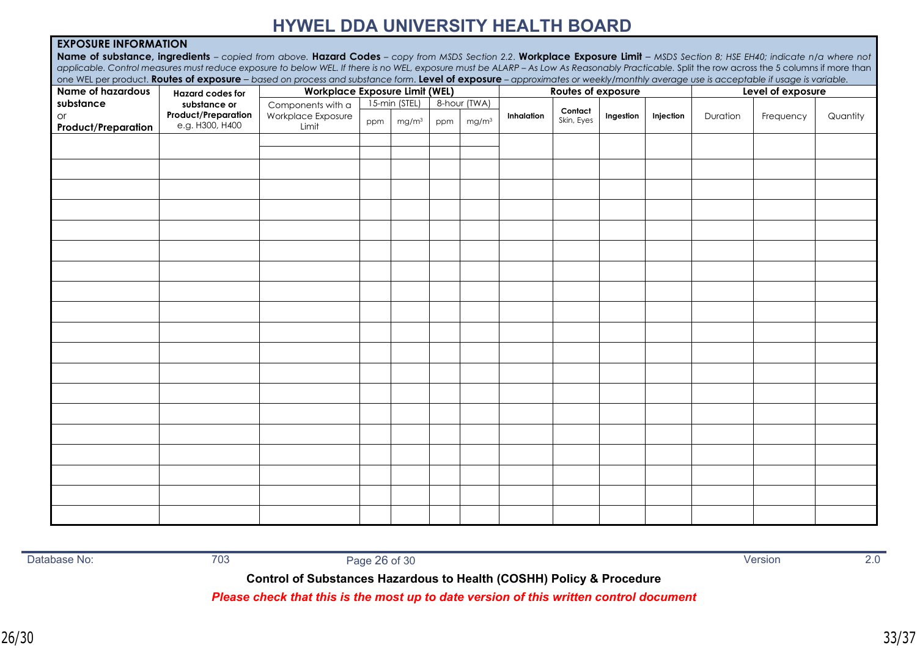# HYWEL DDA UNIVERSITY HEALTH BOARD

**EXPOSURE INFORMATION**

**Name of substance, ingredients** – *copied from above.* **Hazard Codes** – *copy from MSDS Section 2.2.* **Workplace Exposure Limit** – *MSDS Section 8; HSE EH40; indicate n/a where not applicable. Control measures must reduce exposure to below WEL. If there is no WEL, exposure must be ALARP – As Low As Reasonably Practicable. Split the row across the 5 columns if more than one WEL per product.* **Routes of exposure** – *based on process and substance form.* **Level of exposure** – *approximates or weekly/monthly average use is acceptable if usage is variable.*

| Name of hazardous substance or Product/Preparation | Hazard codes for substance or Product/Preparation e.g. H300, H400 | Workplace Exposure Limit (WEL) | | | | | Routes of exposure | | | | Level of exposure | | |
|---|---|---|---|---|---|---|---|---|---|---|---|---|---|
| | | Components with a Workplace Exposure Limit | 15-min (STEL) | | 8-hour (TWA) | | Inhalation | Contact Skin, Eyes | Ingestion | Injection | Duration | Frequency | Quantity |
| | | | ppm | mg/m³ | ppm | mg/m³ | | | | | | | |
| | | | | | | | | | | | | | |
| | | | | | | | | | | | | | |
| | | | | | | | | | | | | | |
| | | | | | | | | | | | | | |
| | | | | | | | | | | | | | |
| | | | | | | | | | | | | | |
| | | | | | | | | | | | | | |
| | | | | | | | | | | | | | |
| | | | | | | | | | | | | | |
| | | | | | | | | | | | | | |
| | | | | | | | | | | | | | |
| | | | | | | | | | | | | | |
| | | | | | | | | | | | | | |
| | | | | | | | | | | | | | |
| | | | | | | | | | | | | | |
| | | | | | | | | | | | | | |
| | | | | | | | | | | | | | |
| | | | | | | | | | | | | | |
| | | | | | | | | | | | | | |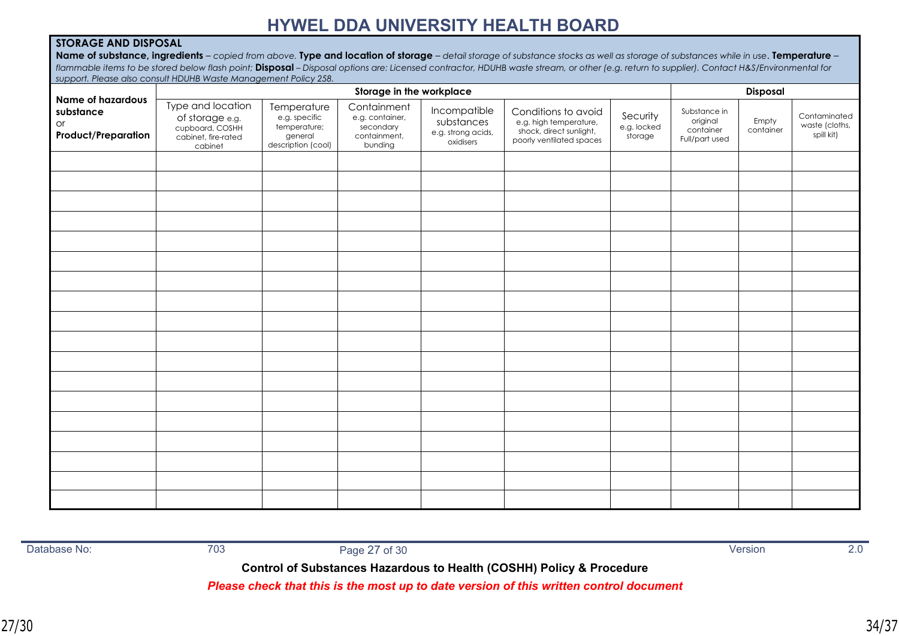# HYWEL DDA UNIVERSITY HEALTH BOARD

**STORAGE AND DISPOSAL**

**Name of substance, ingredients** – *copied from above.* **Type and location of storage** – *detail storage of substance stocks as well as storage of substances while in use*. **Temperature** – *flammable items to be stored below flash point;* **Disposal** – *Disposal options are: Licensed contractor, HDUHB waste stream, or other (e.g. return to supplier). Contact H&S/Environmental for support. Please also consult HDUHB Waste Management Policy 258.*

| **Name of hazardous substance** or **Product/Preparation** | **Storage in the workplace** | | | | | | **Disposal** | | |
|---|---|---|---|---|---|---|---|---|---|
| | Type and location of storage e.g. cupboard, COSHH cabinet, fire-rated cabinet | Temperature e.g. specific temperature; general description (cool) | Containment e.g. container, secondary containment, bunding | Incompatible substances e.g. strong acids, oxidisers | Conditions to avoid e.g. high temperature, shock, direct sunlight, poorly ventilated spaces | Security e.g. locked storage | Substance in original container Full/part used | Empty container | Contaminated waste (cloths, spill kit) |
| | | | | | | | | | |
| | | | | | | | | | |
| | | | | | | | | | |
| | | | | | | | | | |
| | | | | | | | | | |
| | | | | | | | | | |
| | | | | | | | | | |
| | | | | | | | | | |
| | | | | | | | | | |
| | | | | | | | | | |
| | | | | | | | | | |
| | | | | | | | | | |
| | | | | | | | | | |
| | | | | | | | | | |
| | | | | | | | | | |
| | | | | | | | | | |
| | | | | | | | | | |
| | | | | | | | | | |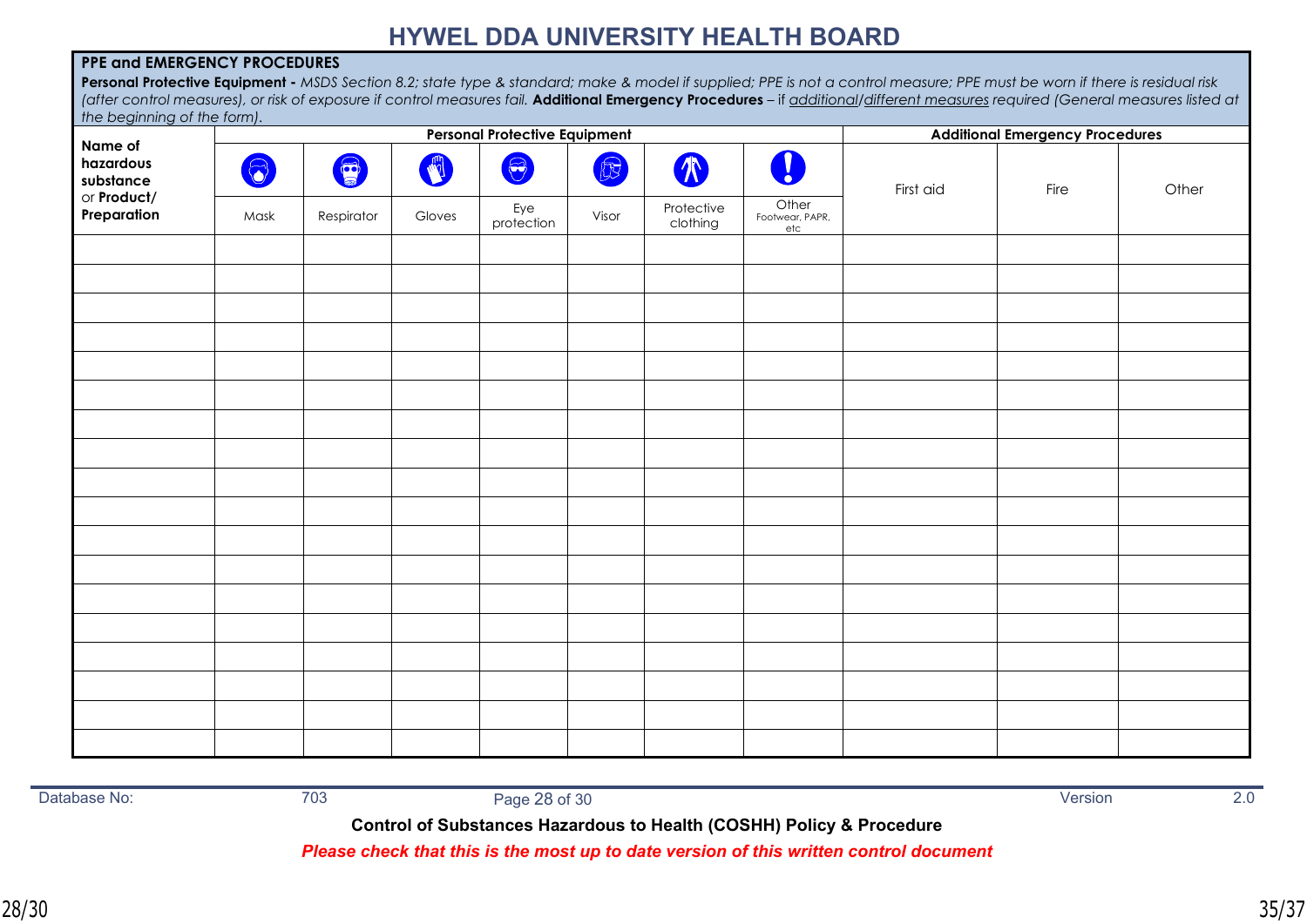# HYWEL DDA UNIVERSITY HEALTH BOARD

**PPE and EMERGENCY PROCEDURES**

**Personal Protective Equipment -** *MSDS Section 8.2; state type & standard; make & model if supplied; PPE is not a control measure; PPE must be worn if there is residual risk (after control measures), or risk of exposure if control measures fail.* **Additional Emergency Procedures** – *if additional/different measures required (General measures listed at the beginning of the form).*

| **Name of hazardous substance** or **Product/ Preparation** | **Personal Protective Equipment** | | | | | | | **Additional Emergency Procedures** | | |
|---|---|---|---|---|---|---|---|---|---|---|
| | Mask | Respirator | Gloves | Eye protection | Visor | Protective clothing | Other Footwear, PAPR, etc | First aid | Fire | Other |
| | | | | | | | | | | |
| | | | | | | | | | | |
| | | | | | | | | | | |
| | | | | | | | | | | |
| | | | | | | | | | | |
| | | | | | | | | | | |
| | | | | | | | | | | |
| | | | | | | | | | | |
| | | | | | | | | | | |
| | | | | | | | | | | |
| | | | | | | | | | | |
| | | | | | | | | | | |
| | | | | | | | | | | |
| | | | | | | | | | | |
| | | | | | | | | | | |
| | | | | | | | | | | |
| | | | | | | | | | | |
| | | | | | | | | | | |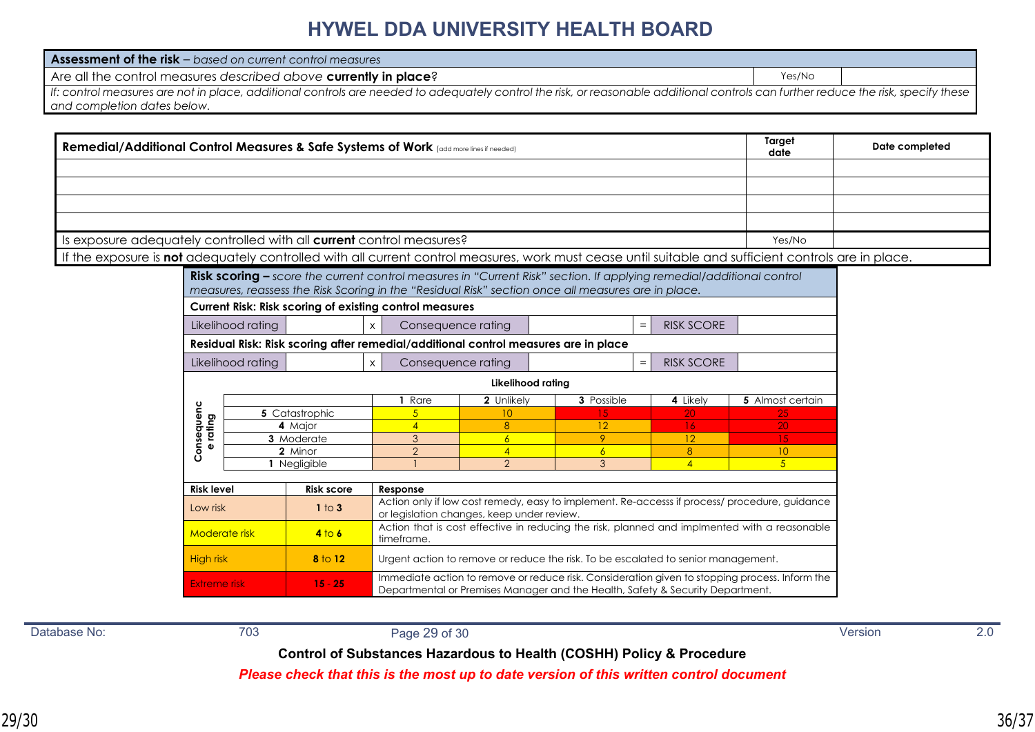# HYWEL DDA UNIVERSITY HEALTH BOARD

| **Assessment of the risk** – *based on current control measures* | | |
|---|---|---|
| Are all the control measures *described above* **currently in place**? | Yes/No | |
| *If: control measures are not in place, additional controls are needed to adequately control the risk, or reasonable additional controls can further reduce the risk, specify these and completion dates below.* | | |

| **Remedial/Additional Control Measures & Safe Systems of Work** (add more lines if needed) | **Target date** | **Date completed** |
|---|---|---|
| | | |
| | | |
| | | |
| | | |
| Is exposure adequately controlled with all **current** control measures? | Yes/No | |
| If the exposure is **not** adequately controlled with all current control measures, work must cease until suitable and sufficient controls are in place. | | |

**Risk scoring –** *score the current control measures in "Current Risk" section. If applying remedial/additional control measures, reassess the Risk Scoring in the "Residual Risk" section once all measures are in place.*

**Current Risk: Risk scoring of existing control measures**

| Likelihood rating | | x | Consequence rating | | = | RISK SCORE | |
|---|---|---|---|---|---|---|---|

**Residual Risk: Risk scoring after remedial/additional control measures are in place**

| Likelihood rating | | x | Consequence rating | | = | RISK SCORE | |
|---|---|---|---|---|---|---|---|

| Consequence rating | Likelihood rating: **1** Rare | **2** Unlikely | **3** Possible | **4** Likely | **5** Almost certain |
|---|---|---|---|---|---|
| **5** Catastrophic | 5 | 10 | 15 | 20 | 25 |
| **4** Major | 4 | 8 | 12 | 16 | 20 |
| **3** Moderate | 3 | 6 | 9 | 12 | 15 |
| **2** Minor | 2 | 4 | 6 | 8 | 10 |
| **1** Negligible | 1 | 2 | 3 | 4 | 5 |

| **Risk level** | **Risk score** | **Response** |
|---|---|---|
| Low risk | **1** to **3** | Action only if low cost remedy, easy to implement. Re-accesss if process/ procedure, guidance or legislation changes, keep under review. |
| Moderate risk | **4** to **6** | Action that is cost effective in reducing the risk, planned and implmented with a reasonable timeframe. |
| High risk | **8** to **12** | Urgent action to remove or reduce the risk. To be escalated to senior management. |
| Extreme risk | **15** - **25** | Immediate action to remove or reduce risk. Consideration given to stopping process. Inform the Departmental or Premises Manager and the Health, Safety & Security Department. |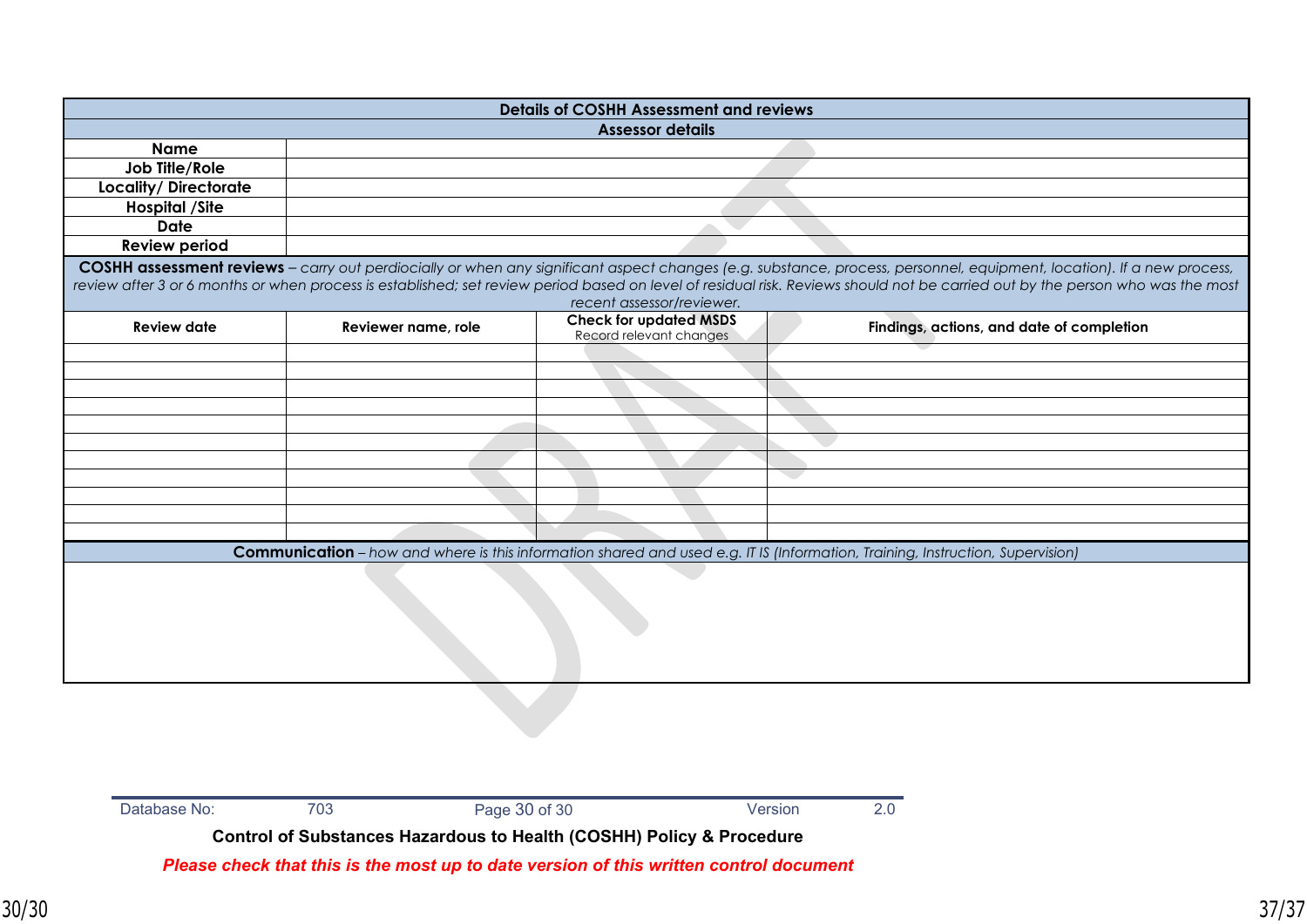| Details of COSHH Assessment and reviews | | | |
|---|---|---|---|
| **Assessor details** | | | |
| **Name** | | | |
| **Job Title/Role** | | | |
| **Locality/ Directorate** | | | |
| **Hospital /Site** | | | |
| **Date** | | | |
| **Review period** | | | |
| **COSHH assessment reviews** – *carry out perdiocially or when any significant aspect changes (e.g. substance, process, personnel, equipment, location). If a new process, review after 3 or 6 months or when process is established; set review period based on level of residual risk. Reviews should not be carried out by the person who was the most recent assessor/reviewer.* | | | |
| **Review date** | **Reviewer name, role** | **Check for updated MSDS** Record relevant changes | **Findings, actions, and date of completion** |
| | | | |
| | | | |
| | | | |
| | | | |
| | | | |
| | | | |
| | | | |
| | | | |
| | | | |
| | | | |
| | | | |
| **Communication** – *how and where is this information shared and used e.g. IT IS (Information, Training, Instruction, Supervision)* | | | |
| | | | |

DRAFT

**Control of Substances Hazardous to Health (COSHH) Policy & Procedure**

*Please check that this is the most up to date version of this written control document*